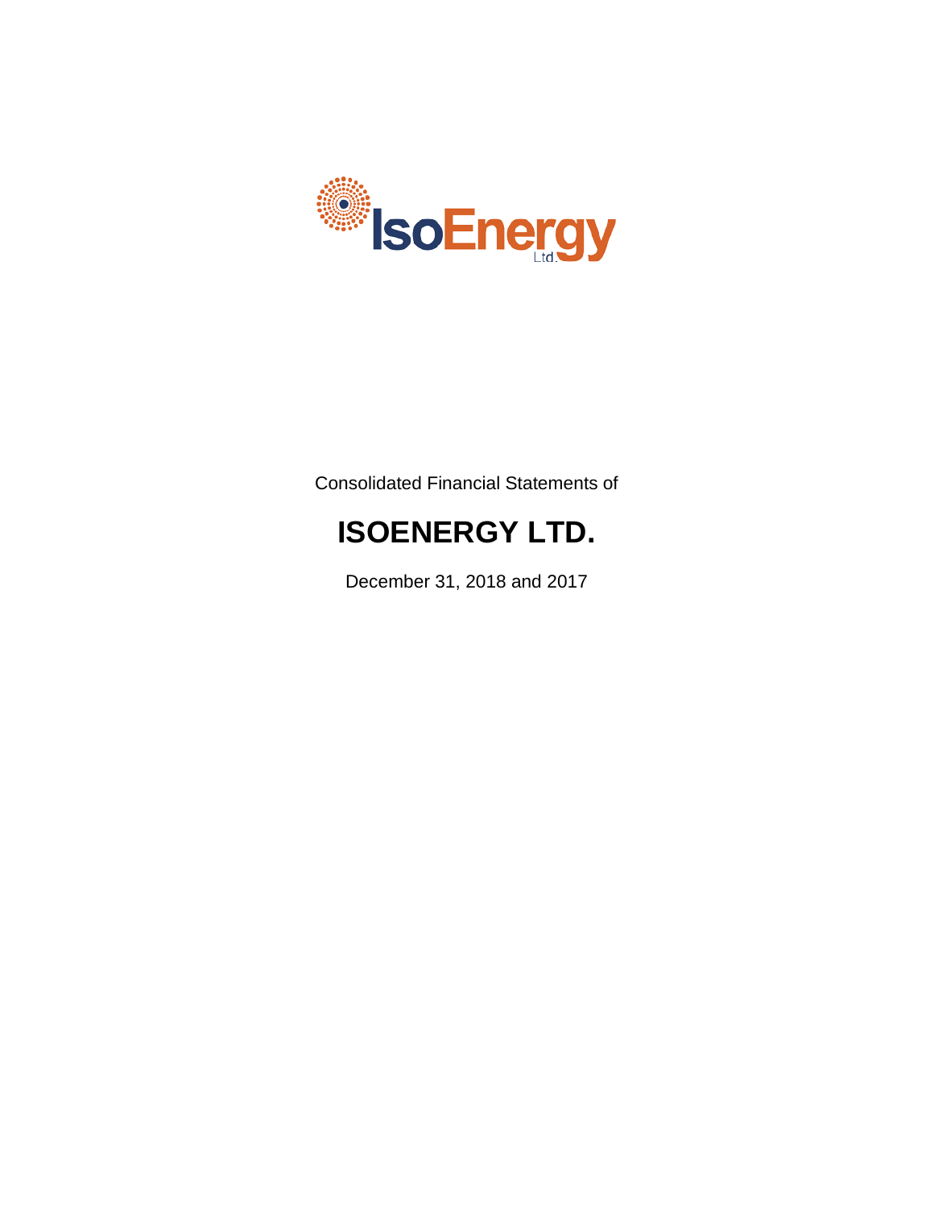IsoEnergy Ltd.

Consolidated Financial Statements of

# ISOENERGY LTD.

December 31, 2018 and 2017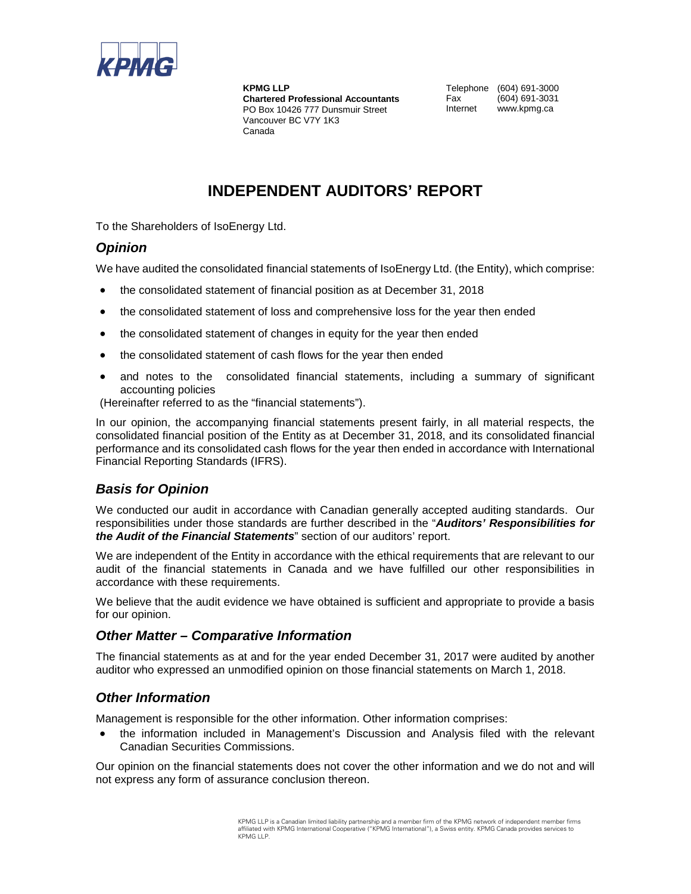**KPMG LLP**
**Chartered Professional Accountants**
PO Box 10426 777 Dunsmuir Street
Vancouver BC V7Y 1K3
Canada

Telephone (604) 691-3000
Fax (604) 691-3031
Internet www.kpmg.ca

# INDEPENDENT AUDITORS' REPORT

To the Shareholders of IsoEnergy Ltd.

## *Opinion*

We have audited the consolidated financial statements of IsoEnergy Ltd. (the Entity), which comprise:

- the consolidated statement of financial position as at December 31, 2018
- the consolidated statement of loss and comprehensive loss for the year then ended
- the consolidated statement of changes in equity for the year then ended
- the consolidated statement of cash flows for the year then ended
- and notes to the consolidated financial statements, including a summary of significant accounting policies

(Hereinafter referred to as the "financial statements").

In our opinion, the accompanying financial statements present fairly, in all material respects, the consolidated financial position of the Entity as at December 31, 2018, and its consolidated financial performance and its consolidated cash flows for the year then ended in accordance with International Financial Reporting Standards (IFRS).

## *Basis for Opinion*

We conducted our audit in accordance with Canadian generally accepted auditing standards. Our responsibilities under those standards are further described in the "***Auditors' Responsibilities for the Audit of the Financial Statements***" section of our auditors' report.

We are independent of the Entity in accordance with the ethical requirements that are relevant to our audit of the financial statements in Canada and we have fulfilled our other responsibilities in accordance with these requirements.

We believe that the audit evidence we have obtained is sufficient and appropriate to provide a basis for our opinion.

## *Other Matter – Comparative Information*

The financial statements as at and for the year ended December 31, 2017 were audited by another auditor who expressed an unmodified opinion on those financial statements on March 1, 2018.

## *Other Information*

Management is responsible for the other information. Other information comprises:

- the information included in Management's Discussion and Analysis filed with the relevant Canadian Securities Commissions.

Our opinion on the financial statements does not cover the other information and we do not and will not express any form of assurance conclusion thereon.

KPMG LLP is a Canadian limited liability partnership and a member firm of the KPMG network of independent member firms affiliated with KPMG International Cooperative ("KPMG International"), a Swiss entity. KPMG Canada provides services to KPMG LLP.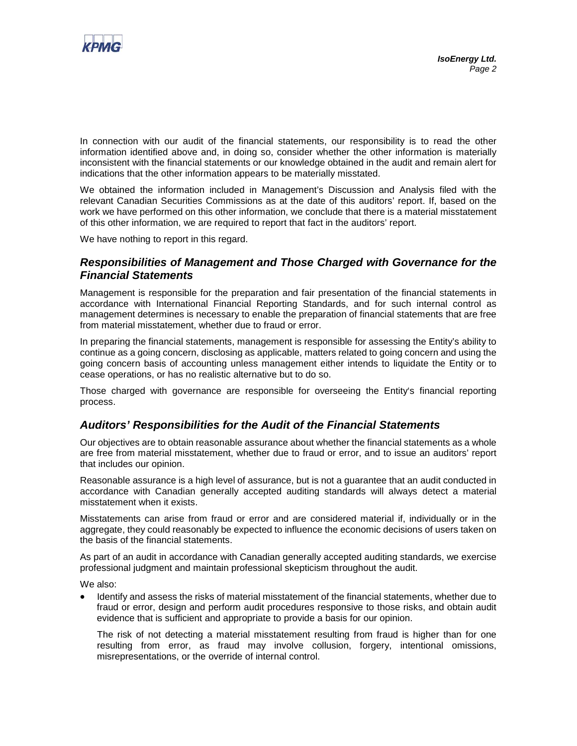In connection with our audit of the financial statements, our responsibility is to read the other information identified above and, in doing so, consider whether the other information is materially inconsistent with the financial statements or our knowledge obtained in the audit and remain alert for indications that the other information appears to be materially misstated.

We obtained the information included in Management's Discussion and Analysis filed with the relevant Canadian Securities Commissions as at the date of this auditors' report. If, based on the work we have performed on this other information, we conclude that there is a material misstatement of this other information, we are required to report that fact in the auditors' report.

We have nothing to report in this regard.

## *Responsibilities of Management and Those Charged with Governance for the Financial Statements*

Management is responsible for the preparation and fair presentation of the financial statements in accordance with International Financial Reporting Standards, and for such internal control as management determines is necessary to enable the preparation of financial statements that are free from material misstatement, whether due to fraud or error.

In preparing the financial statements, management is responsible for assessing the Entity's ability to continue as a going concern, disclosing as applicable, matters related to going concern and using the going concern basis of accounting unless management either intends to liquidate the Entity or to cease operations, or has no realistic alternative but to do so.

Those charged with governance are responsible for overseeing the Entity's financial reporting process.

## *Auditors' Responsibilities for the Audit of the Financial Statements*

Our objectives are to obtain reasonable assurance about whether the financial statements as a whole are free from material misstatement, whether due to fraud or error, and to issue an auditors' report that includes our opinion.

Reasonable assurance is a high level of assurance, but is not a guarantee that an audit conducted in accordance with Canadian generally accepted auditing standards will always detect a material misstatement when it exists.

Misstatements can arise from fraud or error and are considered material if, individually or in the aggregate, they could reasonably be expected to influence the economic decisions of users taken on the basis of the financial statements.

As part of an audit in accordance with Canadian generally accepted auditing standards, we exercise professional judgment and maintain professional skepticism throughout the audit.

We also:

- Identify and assess the risks of material misstatement of the financial statements, whether due to fraud or error, design and perform audit procedures responsive to those risks, and obtain audit evidence that is sufficient and appropriate to provide a basis for our opinion.

  The risk of not detecting a material misstatement resulting from fraud is higher than for one resulting from error, as fraud may involve collusion, forgery, intentional omissions, misrepresentations, or the override of internal control.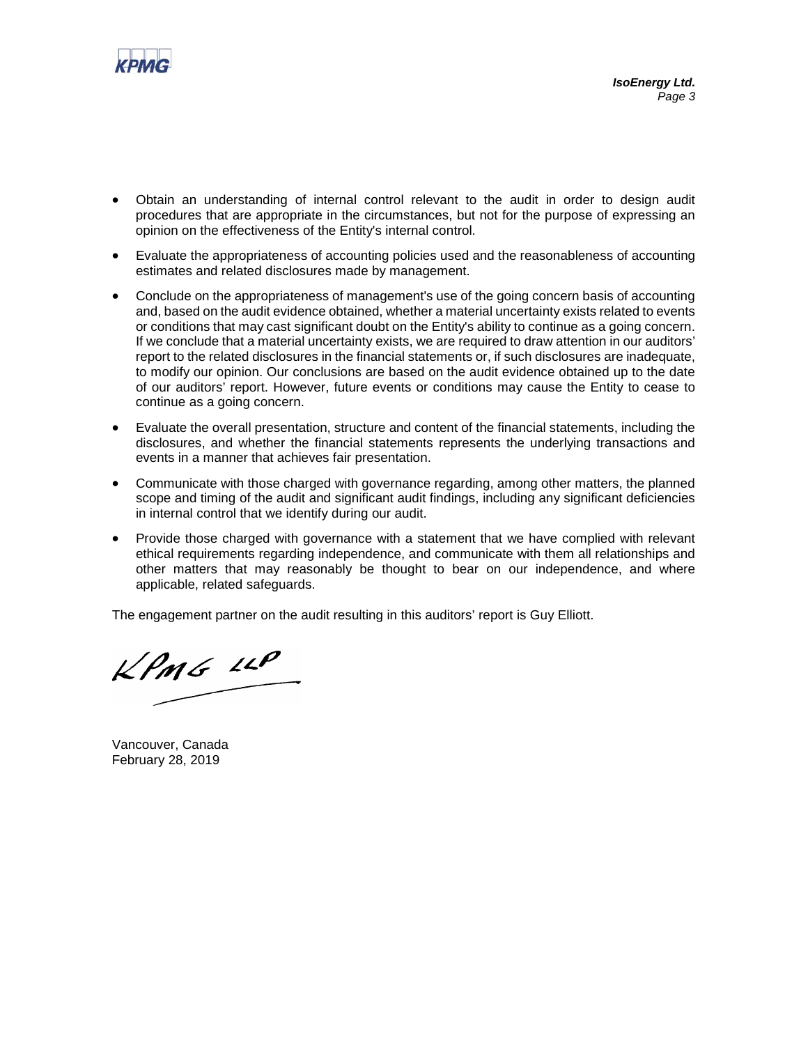- Obtain an understanding of internal control relevant to the audit in order to design audit procedures that are appropriate in the circumstances, but not for the purpose of expressing an opinion on the effectiveness of the Entity's internal control.
- Evaluate the appropriateness of accounting policies used and the reasonableness of accounting estimates and related disclosures made by management.
- Conclude on the appropriateness of management's use of the going concern basis of accounting and, based on the audit evidence obtained, whether a material uncertainty exists related to events or conditions that may cast significant doubt on the Entity's ability to continue as a going concern. If we conclude that a material uncertainty exists, we are required to draw attention in our auditors' report to the related disclosures in the financial statements or, if such disclosures are inadequate, to modify our opinion. Our conclusions are based on the audit evidence obtained up to the date of our auditors' report. However, future events or conditions may cause the Entity to cease to continue as a going concern.
- Evaluate the overall presentation, structure and content of the financial statements, including the disclosures, and whether the financial statements represents the underlying transactions and events in a manner that achieves fair presentation.
- Communicate with those charged with governance regarding, among other matters, the planned scope and timing of the audit and significant audit findings, including any significant deficiencies in internal control that we identify during our audit.
- Provide those charged with governance with a statement that we have complied with relevant ethical requirements regarding independence, and communicate with them all relationships and other matters that may reasonably be thought to bear on our independence, and where applicable, related safeguards.

The engagement partner on the audit resulting in this auditors' report is Guy Elliott.

KPMG LLP

Vancouver, Canada
February 28, 2019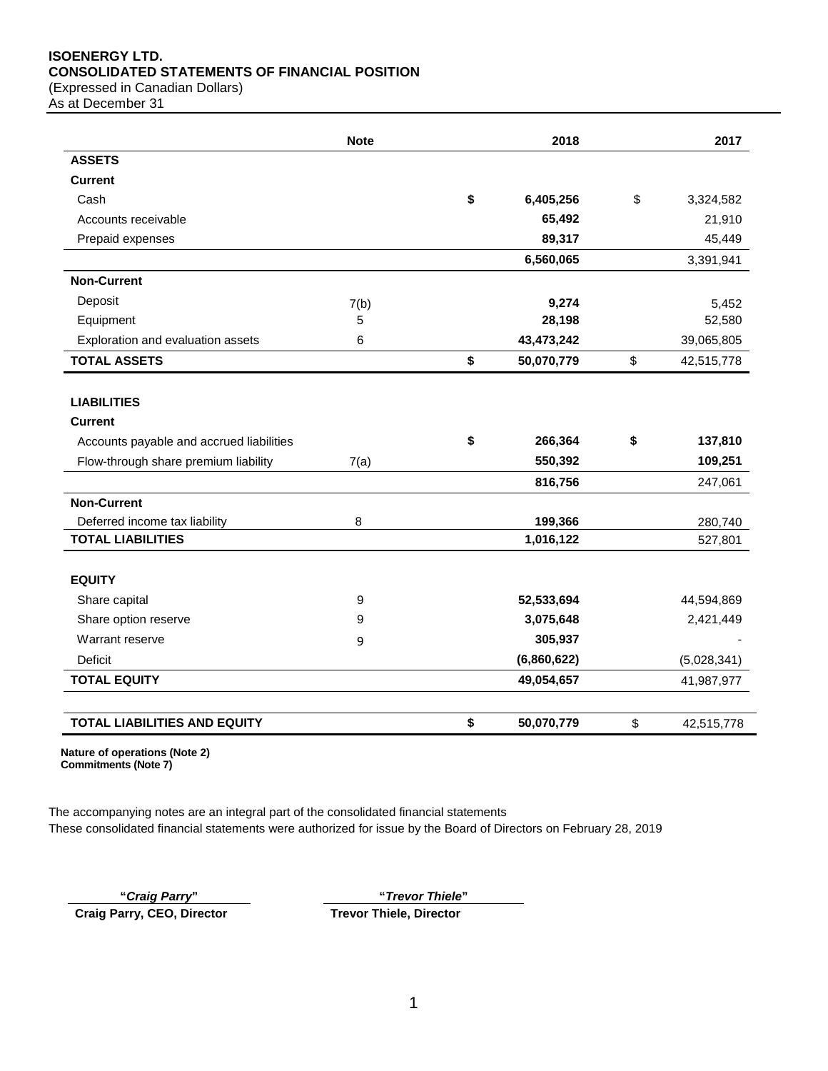**ISOENERGY LTD.**
**CONSOLIDATED STATEMENTS OF FINANCIAL POSITION**
(Expressed in Canadian Dollars)
As at December 31

| | Note | 2018 | 2017 |
|---|---|---|---|
| **ASSETS** | | | |
| **Current** | | | |
| Cash | | **$ 6,405,256** | $ 3,324,582 |
| Accounts receivable | | **65,492** | 21,910 |
| Prepaid expenses | | **89,317** | 45,449 |
| | | **6,560,065** | 3,391,941 |
| **Non-Current** | | | |
| Deposit | 7(b) | **9,274** | 5,452 |
| Equipment | 5 | **28,198** | 52,580 |
| Exploration and evaluation assets | 6 | **43,473,242** | 39,065,805 |
| **TOTAL ASSETS** | | **$ 50,070,779** | $ 42,515,778 |
| | | | |
| **LIABILITIES** | | | |
| **Current** | | | |
| Accounts payable and accrued liabilities | | **$ 266,364** | **$ 137,810** |
| Flow-through share premium liability | 7(a) | **550,392** | **109,251** |
| | | **816,756** | 247,061 |
| **Non-Current** | | | |
| Deferred income tax liability | 8 | **199,366** | 280,740 |
| **TOTAL LIABILITIES** | | **1,016,122** | 527,801 |
| | | | |
| **EQUITY** | | | |
| Share capital | 9 | **52,533,694** | 44,594,869 |
| Share option reserve | 9 | **3,075,648** | 2,421,449 |
| Warrant reserve | 9 | **305,937** | - |
| Deficit | | **(6,860,622)** | (5,028,341) |
| **TOTAL EQUITY** | | **49,054,657** | 41,987,977 |
| | | | |
| **TOTAL LIABILITIES AND EQUITY** | | **$ 50,070,779** | $ 42,515,778 |

**Nature of operations (Note 2)**
**Commitments (Note 7)**

The accompanying notes are an integral part of the consolidated financial statements
These consolidated financial statements were authorized for issue by the Board of Directors on February 28, 2019

**"*Craig Parry*"**
**Craig Parry, CEO, Director**

**"*Trevor Thiele*"**
**Trevor Thiele, Director**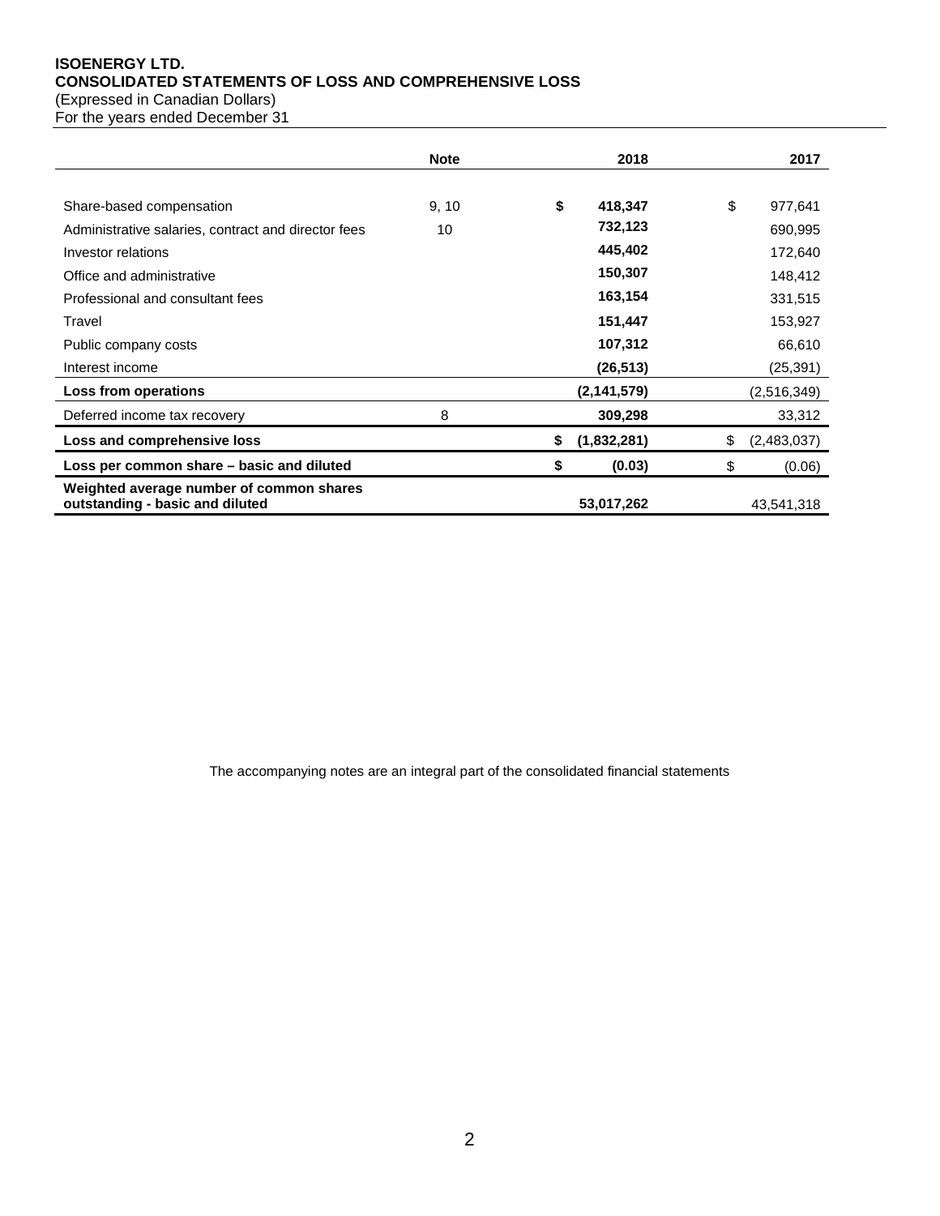**ISOENERGY LTD.**
**CONSOLIDATED STATEMENTS OF LOSS AND COMPREHENSIVE LOSS**
(Expressed in Canadian Dollars)
For the years ended December 31

| | Note | 2018 | 2017 |
|---|---|---|---|
| Share-based compensation | 9, 10 | **$ 418,347** | $ 977,641 |
| Administrative salaries, contract and director fees | 10 | **732,123** | 690,995 |
| Investor relations | | **445,402** | 172,640 |
| Office and administrative | | **150,307** | 148,412 |
| Professional and consultant fees | | **163,154** | 331,515 |
| Travel | | **151,447** | 153,927 |
| Public company costs | | **107,312** | 66,610 |
| Interest income | | **(26,513)** | (25,391) |
| **Loss from operations** | | **(2,141,579)** | (2,516,349) |
| Deferred income tax recovery | 8 | **309,298** | 33,312 |
| **Loss and comprehensive loss** | | **$ (1,832,281)** | $ (2,483,037) |
| **Loss per common share – basic and diluted** | | **$ (0.03)** | $ (0.06) |
| **Weighted average number of common shares outstanding - basic and diluted** | | **53,017,262** | 43,541,318 |

The accompanying notes are an integral part of the consolidated financial statements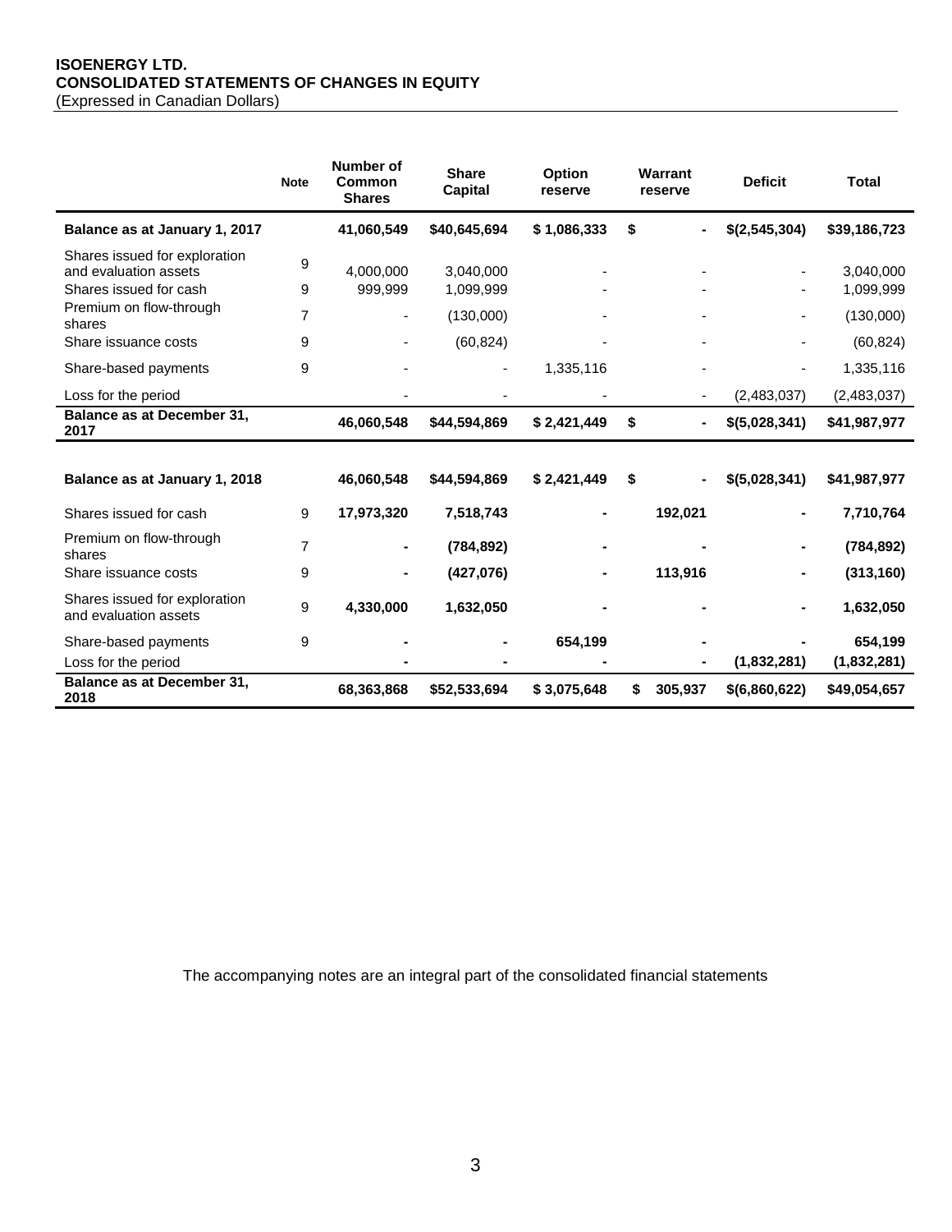**ISOENERGY LTD.**
**CONSOLIDATED STATEMENTS OF CHANGES IN EQUITY**
(Expressed in Canadian Dollars)

| | Note | Number of Common Shares | Share Capital | Option reserve | Warrant reserve | Deficit | Total |
|---|---|---|---|---|---|---|---|
| **Balance as at January 1, 2017** | | **41,060,549** | **$40,645,694** | **$ 1,086,333** | **$ -** | **$(2,545,304)** | **$39,186,723** |
| Shares issued for exploration and evaluation assets | 9 | 4,000,000 | 3,040,000 | - | - | - | 3,040,000 |
| Shares issued for cash | 9 | 999,999 | 1,099,999 | - | - | - | 1,099,999 |
| Premium on flow-through shares | 7 | - | (130,000) | - | - | - | (130,000) |
| Share issuance costs | 9 | - | (60,824) | - | - | - | (60,824) |
| Share-based payments | 9 | - | - | 1,335,116 | - | - | 1,335,116 |
| Loss for the period | | - | - | - | - | (2,483,037) | (2,483,037) |
| **Balance as at December 31, 2017** | | **46,060,548** | **$44,594,869** | **$ 2,421,449** | **$ -** | **$(5,028,341)** | **$41,987,977** |
| | | | | | | | |
| **Balance as at January 1, 2018** | | **46,060,548** | **$44,594,869** | **$ 2,421,449** | **$ -** | **$(5,028,341)** | **$41,987,977** |
| Shares issued for cash | 9 | **17,973,320** | **7,518,743** | **-** | **192,021** | **-** | **7,710,764** |
| Premium on flow-through shares | 7 | **-** | **(784,892)** | **-** | **-** | **-** | **(784,892)** |
| Share issuance costs | 9 | **-** | **(427,076)** | **-** | **113,916** | **-** | **(313,160)** |
| Shares issued for exploration and evaluation assets | 9 | **4,330,000** | **1,632,050** | **-** | **-** | **-** | **1,632,050** |
| Share-based payments | 9 | **-** | **-** | **654,199** | **-** | **-** | **654,199** |
| Loss for the period | | **-** | **-** | **-** | **-** | **(1,832,281)** | **(1,832,281)** |
| **Balance as at December 31, 2018** | | **68,363,868** | **$52,533,694** | **$ 3,075,648** | **$ 305,937** | **$(6,860,622)** | **$49,054,657** |

The accompanying notes are an integral part of the consolidated financial statements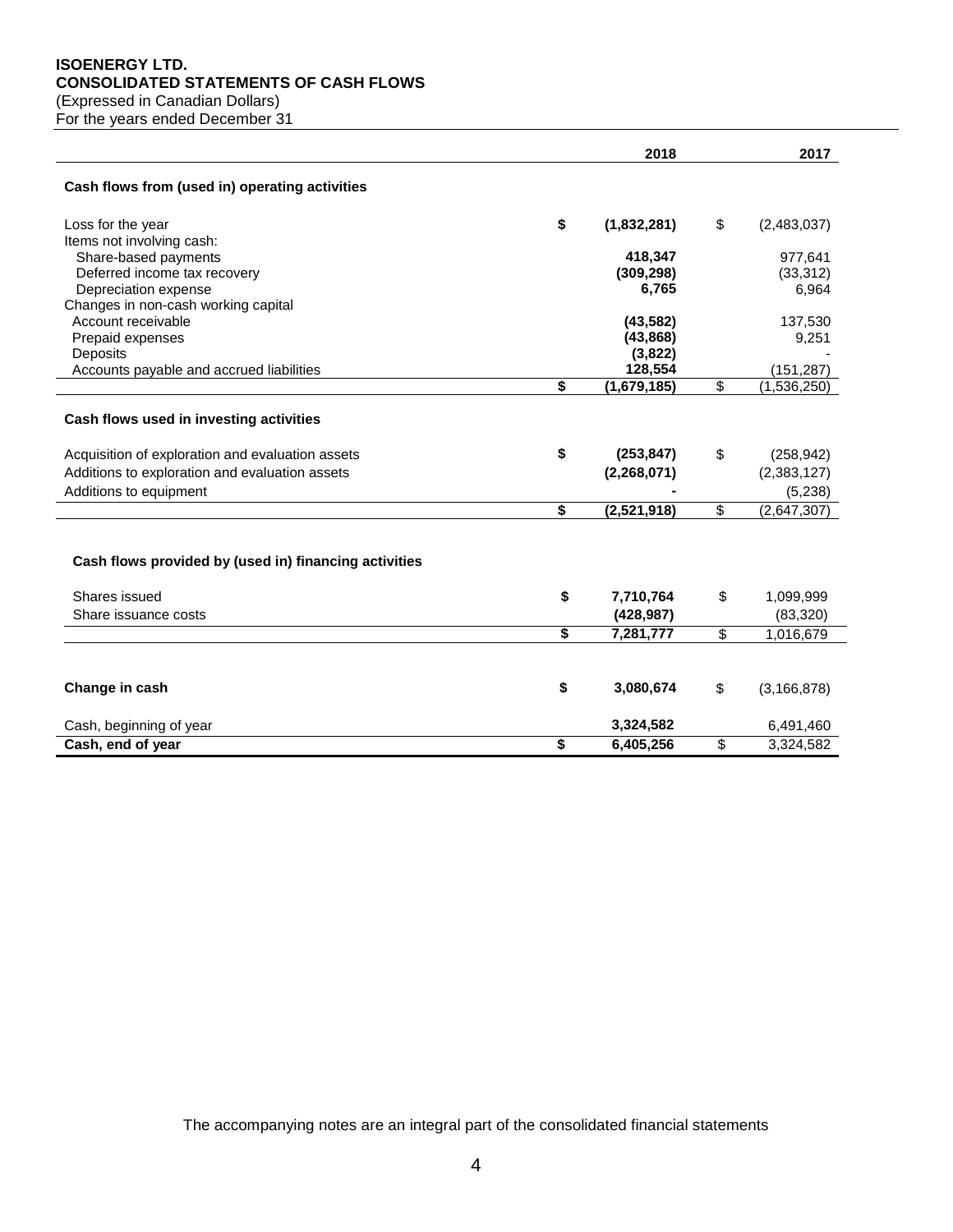**ISOENERGY LTD.**
**CONSOLIDATED STATEMENTS OF CASH FLOWS**
(Expressed in Canadian Dollars)
For the years ended December 31

| | 2018 | 2017 |
|---|---|---|
| **Cash flows from (used in) operating activities** | | |
| Loss for the year | **$ (1,832,281)** | $ (2,483,037) |
| Items not involving cash: | | |
| Share-based payments | **418,347** | 977,641 |
| Deferred income tax recovery | **(309,298)** | (33,312) |
| Depreciation expense | **6,765** | 6,964 |
| Changes in non-cash working capital | | |
| Account receivable | **(43,582)** | 137,530 |
| Prepaid expenses | **(43,868)** | 9,251 |
| Deposits | **(3,822)** | - |
| Accounts payable and accrued liabilities | **128,554** | (151,287) |
| | **$ (1,679,185)** | $ (1,536,250) |
| **Cash flows used in investing activities** | | |
| Acquisition of exploration and evaluation assets | **$ (253,847)** | $ (258,942) |
| Additions to exploration and evaluation assets | **(2,268,071)** | (2,383,127) |
| Additions to equipment | **-** | (5,238) |
| | **$ (2,521,918)** | $ (2,647,307) |
| **Cash flows provided by (used in) financing activities** | | |
| Shares issued | **$ 7,710,764** | $ 1,099,999 |
| Share issuance costs | **(428,987)** | (83,320) |
| | **$ 7,281,777** | $ 1,016,679 |
| **Change in cash** | **$ 3,080,674** | $ (3,166,878) |
| Cash, beginning of year | **3,324,582** | 6,491,460 |
| **Cash, end of year** | **$ 6,405,256** | $ 3,324,582 |

The accompanying notes are an integral part of the consolidated financial statements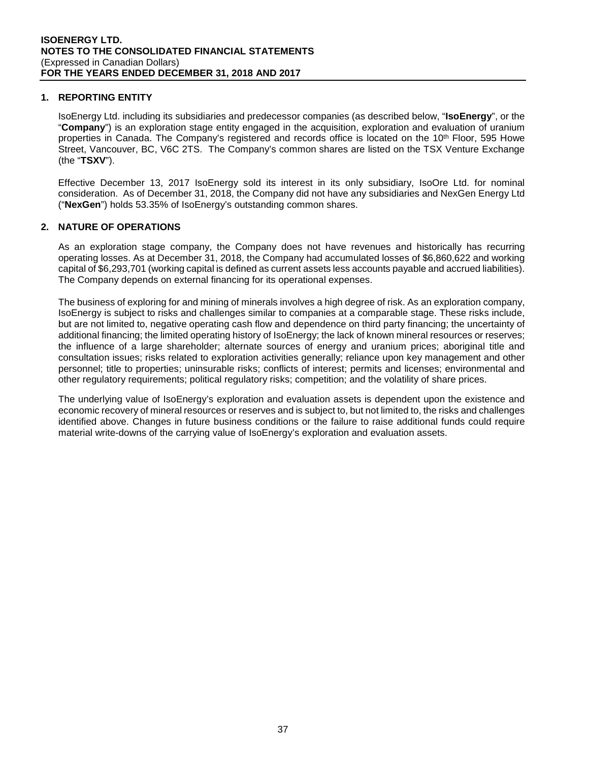## 1. REPORTING ENTITY

IsoEnergy Ltd. including its subsidiaries and predecessor companies (as described below, "**IsoEnergy**", or the "**Company**") is an exploration stage entity engaged in the acquisition, exploration and evaluation of uranium properties in Canada. The Company's registered and records office is located on the 10th Floor, 595 Howe Street, Vancouver, BC, V6C 2TS. The Company's common shares are listed on the TSX Venture Exchange (the "**TSXV**").

Effective December 13, 2017 IsoEnergy sold its interest in its only subsidiary, IsoOre Ltd. for nominal consideration. As of December 31, 2018, the Company did not have any subsidiaries and NexGen Energy Ltd ("**NexGen**") holds 53.35% of IsoEnergy's outstanding common shares.

## 2. NATURE OF OPERATIONS

As an exploration stage company, the Company does not have revenues and historically has recurring operating losses. As at December 31, 2018, the Company had accumulated losses of $6,860,622 and working capital of $6,293,701 (working capital is defined as current assets less accounts payable and accrued liabilities). The Company depends on external financing for its operational expenses.

The business of exploring for and mining of minerals involves a high degree of risk. As an exploration company, IsoEnergy is subject to risks and challenges similar to companies at a comparable stage. These risks include, but are not limited to, negative operating cash flow and dependence on third party financing; the uncertainty of additional financing; the limited operating history of IsoEnergy; the lack of known mineral resources or reserves; the influence of a large shareholder; alternate sources of energy and uranium prices; aboriginal title and consultation issues; risks related to exploration activities generally; reliance upon key management and other personnel; title to properties; uninsurable risks; conflicts of interest; permits and licenses; environmental and other regulatory requirements; political regulatory risks; competition; and the volatility of share prices.

The underlying value of IsoEnergy's exploration and evaluation assets is dependent upon the existence and economic recovery of mineral resources or reserves and is subject to, but not limited to, the risks and challenges identified above. Changes in future business conditions or the failure to raise additional funds could require material write-downs of the carrying value of IsoEnergy's exploration and evaluation assets.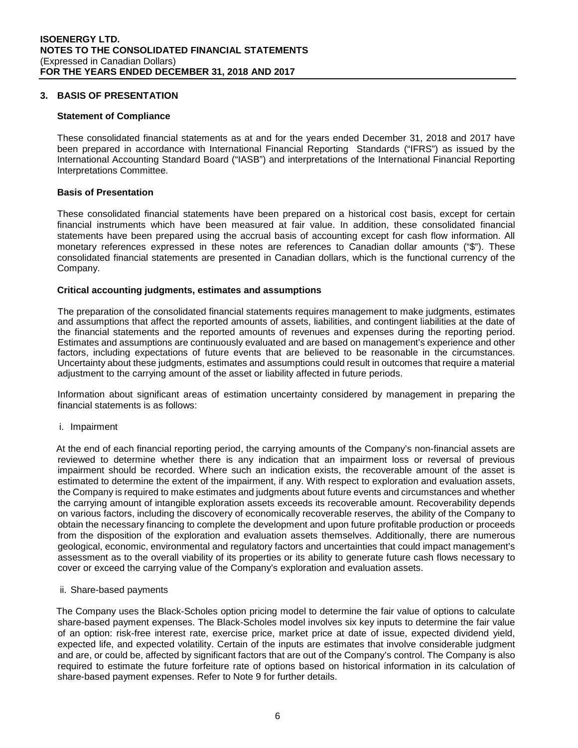## 3. BASIS OF PRESENTATION

### Statement of Compliance

These consolidated financial statements as at and for the years ended December 31, 2018 and 2017 have been prepared in accordance with International Financial Reporting Standards ("IFRS") as issued by the International Accounting Standard Board ("IASB") and interpretations of the International Financial Reporting Interpretations Committee.

### Basis of Presentation

These consolidated financial statements have been prepared on a historical cost basis, except for certain financial instruments which have been measured at fair value. In addition, these consolidated financial statements have been prepared using the accrual basis of accounting except for cash flow information. All monetary references expressed in these notes are references to Canadian dollar amounts ("$"). These consolidated financial statements are presented in Canadian dollars, which is the functional currency of the Company.

### Critical accounting judgments, estimates and assumptions

The preparation of the consolidated financial statements requires management to make judgments, estimates and assumptions that affect the reported amounts of assets, liabilities, and contingent liabilities at the date of the financial statements and the reported amounts of revenues and expenses during the reporting period. Estimates and assumptions are continuously evaluated and are based on management's experience and other factors, including expectations of future events that are believed to be reasonable in the circumstances. Uncertainty about these judgments, estimates and assumptions could result in outcomes that require a material adjustment to the carrying amount of the asset or liability affected in future periods.

Information about significant areas of estimation uncertainty considered by management in preparing the financial statements is as follows:

i. Impairment

At the end of each financial reporting period, the carrying amounts of the Company's non-financial assets are reviewed to determine whether there is any indication that an impairment loss or reversal of previous impairment should be recorded. Where such an indication exists, the recoverable amount of the asset is estimated to determine the extent of the impairment, if any. With respect to exploration and evaluation assets, the Company is required to make estimates and judgments about future events and circumstances and whether the carrying amount of intangible exploration assets exceeds its recoverable amount. Recoverability depends on various factors, including the discovery of economically recoverable reserves, the ability of the Company to obtain the necessary financing to complete the development and upon future profitable production or proceeds from the disposition of the exploration and evaluation assets themselves. Additionally, there are numerous geological, economic, environmental and regulatory factors and uncertainties that could impact management's assessment as to the overall viability of its properties or its ability to generate future cash flows necessary to cover or exceed the carrying value of the Company's exploration and evaluation assets.

ii. Share-based payments

The Company uses the Black-Scholes option pricing model to determine the fair value of options to calculate share-based payment expenses. The Black-Scholes model involves six key inputs to determine the fair value of an option: risk-free interest rate, exercise price, market price at date of issue, expected dividend yield, expected life, and expected volatility. Certain of the inputs are estimates that involve considerable judgment and are, or could be, affected by significant factors that are out of the Company's control. The Company is also required to estimate the future forfeiture rate of options based on historical information in its calculation of share-based payment expenses. Refer to Note 9 for further details.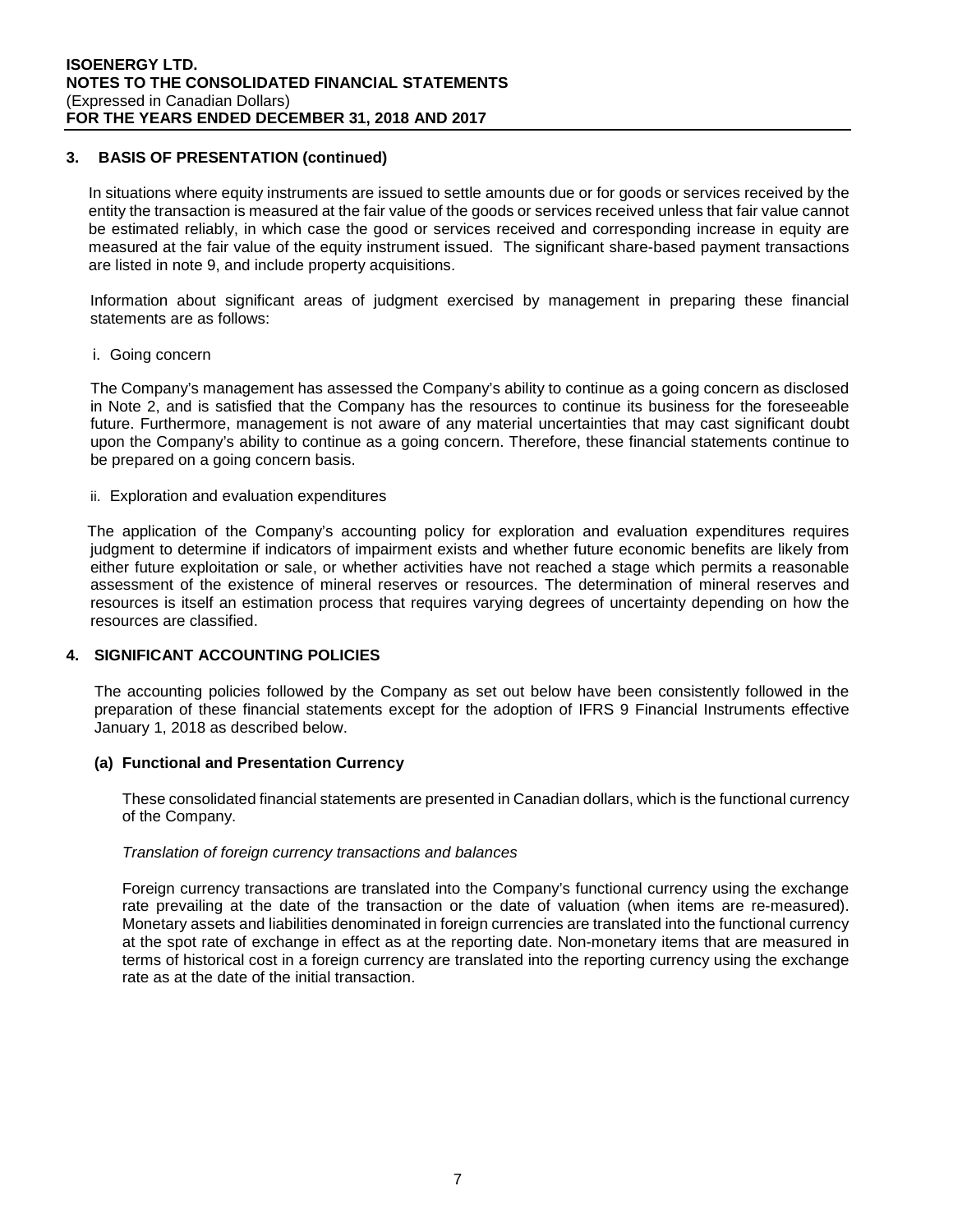## 3. BASIS OF PRESENTATION (continued)

In situations where equity instruments are issued to settle amounts due or for goods or services received by the entity the transaction is measured at the fair value of the goods or services received unless that fair value cannot be estimated reliably, in which case the good or services received and corresponding increase in equity are measured at the fair value of the equity instrument issued. The significant share-based payment transactions are listed in note 9, and include property acquisitions.

Information about significant areas of judgment exercised by management in preparing these financial statements are as follows:

i. Going concern

The Company's management has assessed the Company's ability to continue as a going concern as disclosed in Note 2, and is satisfied that the Company has the resources to continue its business for the foreseeable future. Furthermore, management is not aware of any material uncertainties that may cast significant doubt upon the Company's ability to continue as a going concern. Therefore, these financial statements continue to be prepared on a going concern basis.

ii. Exploration and evaluation expenditures

The application of the Company's accounting policy for exploration and evaluation expenditures requires judgment to determine if indicators of impairment exists and whether future economic benefits are likely from either future exploitation or sale, or whether activities have not reached a stage which permits a reasonable assessment of the existence of mineral reserves or resources. The determination of mineral reserves and resources is itself an estimation process that requires varying degrees of uncertainty depending on how the resources are classified.

## 4. SIGNIFICANT ACCOUNTING POLICIES

The accounting policies followed by the Company as set out below have been consistently followed in the preparation of these financial statements except for the adoption of IFRS 9 Financial Instruments effective January 1, 2018 as described below.

### (a) Functional and Presentation Currency

These consolidated financial statements are presented in Canadian dollars, which is the functional currency of the Company.

*Translation of foreign currency transactions and balances*

Foreign currency transactions are translated into the Company's functional currency using the exchange rate prevailing at the date of the transaction or the date of valuation (when items are re-measured). Monetary assets and liabilities denominated in foreign currencies are translated into the functional currency at the spot rate of exchange in effect as at the reporting date. Non-monetary items that are measured in terms of historical cost in a foreign currency are translated into the reporting currency using the exchange rate as at the date of the initial transaction.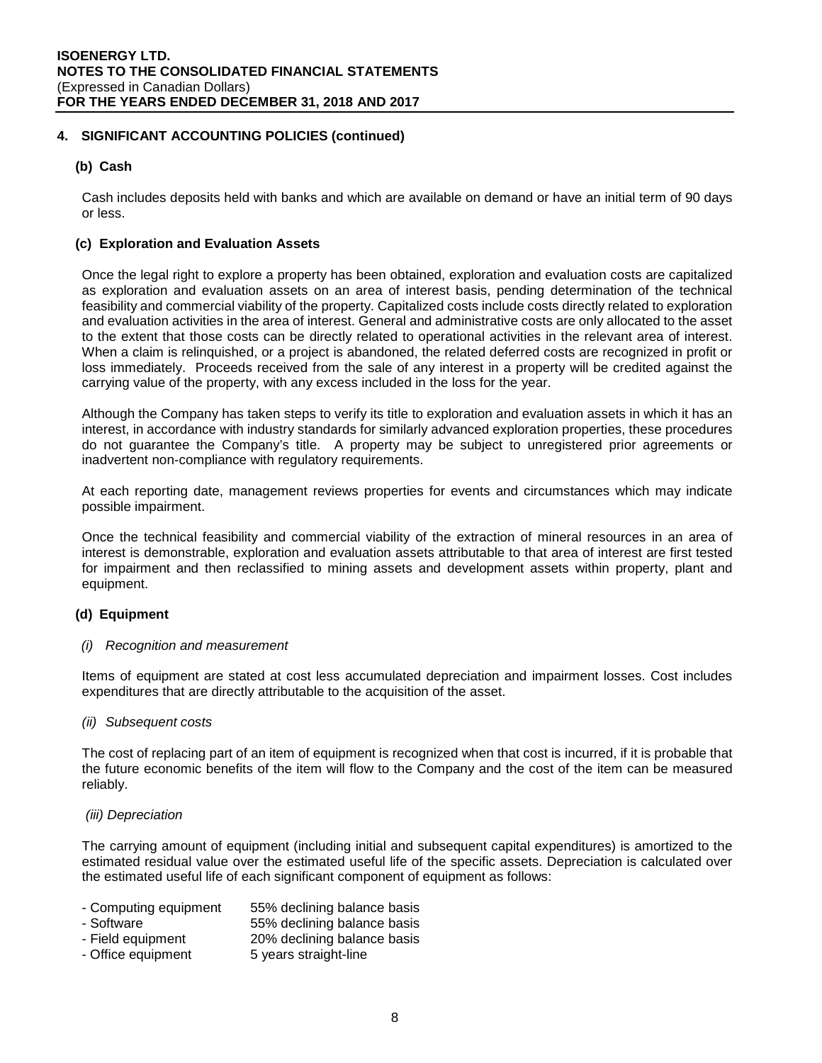## 4. SIGNIFICANT ACCOUNTING POLICIES (continued)

### (b) Cash

Cash includes deposits held with banks and which are available on demand or have an initial term of 90 days or less.

### (c) Exploration and Evaluation Assets

Once the legal right to explore a property has been obtained, exploration and evaluation costs are capitalized as exploration and evaluation assets on an area of interest basis, pending determination of the technical feasibility and commercial viability of the property. Capitalized costs include costs directly related to exploration and evaluation activities in the area of interest. General and administrative costs are only allocated to the asset to the extent that those costs can be directly related to operational activities in the relevant area of interest. When a claim is relinquished, or a project is abandoned, the related deferred costs are recognized in profit or loss immediately. Proceeds received from the sale of any interest in a property will be credited against the carrying value of the property, with any excess included in the loss for the year.

Although the Company has taken steps to verify its title to exploration and evaluation assets in which it has an interest, in accordance with industry standards for similarly advanced exploration properties, these procedures do not guarantee the Company's title. A property may be subject to unregistered prior agreements or inadvertent non-compliance with regulatory requirements.

At each reporting date, management reviews properties for events and circumstances which may indicate possible impairment.

Once the technical feasibility and commercial viability of the extraction of mineral resources in an area of interest is demonstrable, exploration and evaluation assets attributable to that area of interest are first tested for impairment and then reclassified to mining assets and development assets within property, plant and equipment.

### (d) Equipment

*(i) Recognition and measurement*

Items of equipment are stated at cost less accumulated depreciation and impairment losses. Cost includes expenditures that are directly attributable to the acquisition of the asset.

*(ii) Subsequent costs*

The cost of replacing part of an item of equipment is recognized when that cost is incurred, if it is probable that the future economic benefits of the item will flow to the Company and the cost of the item can be measured reliably.

*(iii) Depreciation*

The carrying amount of equipment (including initial and subsequent capital expenditures) is amortized to the estimated residual value over the estimated useful life of the specific assets. Depreciation is calculated over the estimated useful life of each significant component of equipment as follows:

| | |
|---|---|
| - Computing equipment | 55% declining balance basis |
| - Software | 55% declining balance basis |
| - Field equipment | 20% declining balance basis |
| - Office equipment | 5 years straight-line |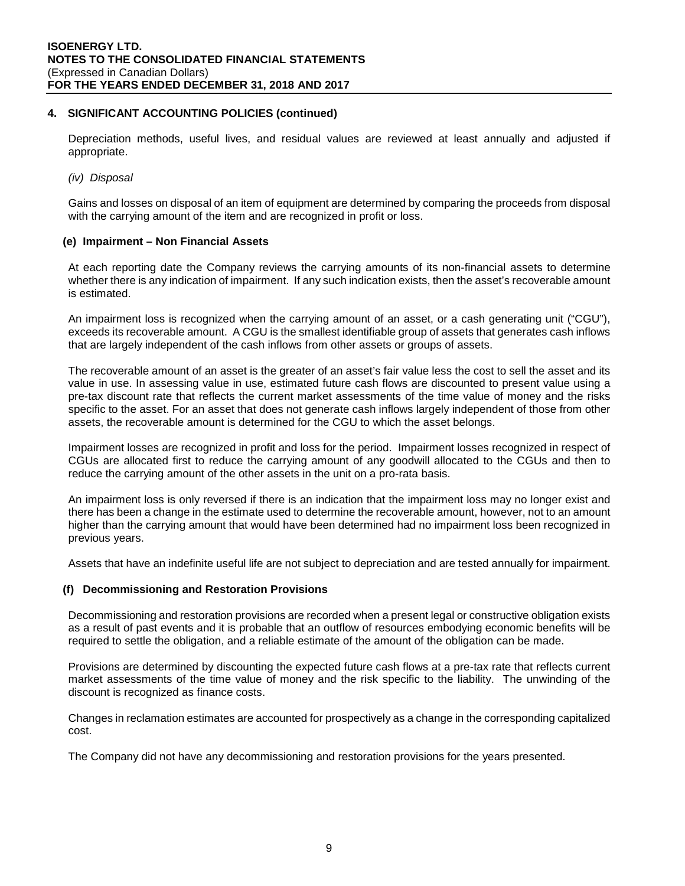## 4. SIGNIFICANT ACCOUNTING POLICIES (continued)

Depreciation methods, useful lives, and residual values are reviewed at least annually and adjusted if appropriate.

*(iv) Disposal*

Gains and losses on disposal of an item of equipment are determined by comparing the proceeds from disposal with the carrying amount of the item and are recognized in profit or loss.

### (e) Impairment – Non Financial Assets

At each reporting date the Company reviews the carrying amounts of its non-financial assets to determine whether there is any indication of impairment. If any such indication exists, then the asset's recoverable amount is estimated.

An impairment loss is recognized when the carrying amount of an asset, or a cash generating unit ("CGU"), exceeds its recoverable amount. A CGU is the smallest identifiable group of assets that generates cash inflows that are largely independent of the cash inflows from other assets or groups of assets.

The recoverable amount of an asset is the greater of an asset's fair value less the cost to sell the asset and its value in use. In assessing value in use, estimated future cash flows are discounted to present value using a pre-tax discount rate that reflects the current market assessments of the time value of money and the risks specific to the asset. For an asset that does not generate cash inflows largely independent of those from other assets, the recoverable amount is determined for the CGU to which the asset belongs.

Impairment losses are recognized in profit and loss for the period. Impairment losses recognized in respect of CGUs are allocated first to reduce the carrying amount of any goodwill allocated to the CGUs and then to reduce the carrying amount of the other assets in the unit on a pro-rata basis.

An impairment loss is only reversed if there is an indication that the impairment loss may no longer exist and there has been a change in the estimate used to determine the recoverable amount, however, not to an amount higher than the carrying amount that would have been determined had no impairment loss been recognized in previous years.

Assets that have an indefinite useful life are not subject to depreciation and are tested annually for impairment.

### (f) Decommissioning and Restoration Provisions

Decommissioning and restoration provisions are recorded when a present legal or constructive obligation exists as a result of past events and it is probable that an outflow of resources embodying economic benefits will be required to settle the obligation, and a reliable estimate of the amount of the obligation can be made.

Provisions are determined by discounting the expected future cash flows at a pre-tax rate that reflects current market assessments of the time value of money and the risk specific to the liability. The unwinding of the discount is recognized as finance costs.

Changes in reclamation estimates are accounted for prospectively as a change in the corresponding capitalized cost.

The Company did not have any decommissioning and restoration provisions for the years presented.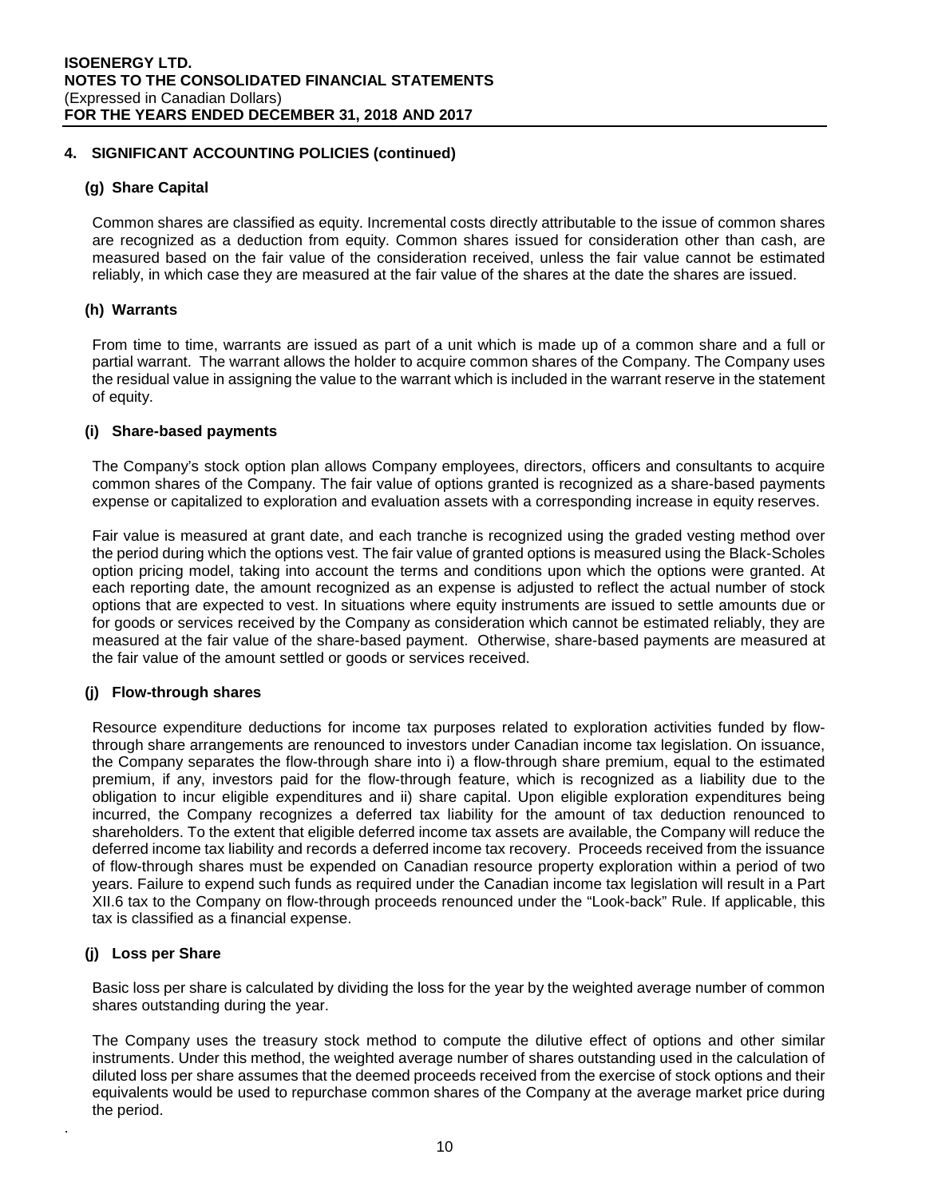## 4. SIGNIFICANT ACCOUNTING POLICIES (continued)

### (g) Share Capital

Common shares are classified as equity. Incremental costs directly attributable to the issue of common shares are recognized as a deduction from equity. Common shares issued for consideration other than cash, are measured based on the fair value of the consideration received, unless the fair value cannot be estimated reliably, in which case they are measured at the fair value of the shares at the date the shares are issued.

### (h) Warrants

From time to time, warrants are issued as part of a unit which is made up of a common share and a full or partial warrant. The warrant allows the holder to acquire common shares of the Company. The Company uses the residual value in assigning the value to the warrant which is included in the warrant reserve in the statement of equity.

### (i) Share-based payments

The Company's stock option plan allows Company employees, directors, officers and consultants to acquire common shares of the Company. The fair value of options granted is recognized as a share-based payments expense or capitalized to exploration and evaluation assets with a corresponding increase in equity reserves.

Fair value is measured at grant date, and each tranche is recognized using the graded vesting method over the period during which the options vest. The fair value of granted options is measured using the Black-Scholes option pricing model, taking into account the terms and conditions upon which the options were granted. At each reporting date, the amount recognized as an expense is adjusted to reflect the actual number of stock options that are expected to vest. In situations where equity instruments are issued to settle amounts due or for goods or services received by the Company as consideration which cannot be estimated reliably, they are measured at the fair value of the share-based payment. Otherwise, share-based payments are measured at the fair value of the amount settled or goods or services received.

### (j) Flow-through shares

Resource expenditure deductions for income tax purposes related to exploration activities funded by flow-through share arrangements are renounced to investors under Canadian income tax legislation. On issuance, the Company separates the flow-through share into i) a flow-through share premium, equal to the estimated premium, if any, investors paid for the flow-through feature, which is recognized as a liability due to the obligation to incur eligible expenditures and ii) share capital. Upon eligible exploration expenditures being incurred, the Company recognizes a deferred tax liability for the amount of tax deduction renounced to shareholders. To the extent that eligible deferred income tax assets are available, the Company will reduce the deferred income tax liability and records a deferred income tax recovery. Proceeds received from the issuance of flow-through shares must be expended on Canadian resource property exploration within a period of two years. Failure to expend such funds as required under the Canadian income tax legislation will result in a Part XII.6 tax to the Company on flow-through proceeds renounced under the "Look-back" Rule. If applicable, this tax is classified as a financial expense.

### (j) Loss per Share

Basic loss per share is calculated by dividing the loss for the year by the weighted average number of common shares outstanding during the year.

The Company uses the treasury stock method to compute the dilutive effect of options and other similar instruments. Under this method, the weighted average number of shares outstanding used in the calculation of diluted loss per share assumes that the deemed proceeds received from the exercise of stock options and their equivalents would be used to repurchase common shares of the Company at the average market price during the period.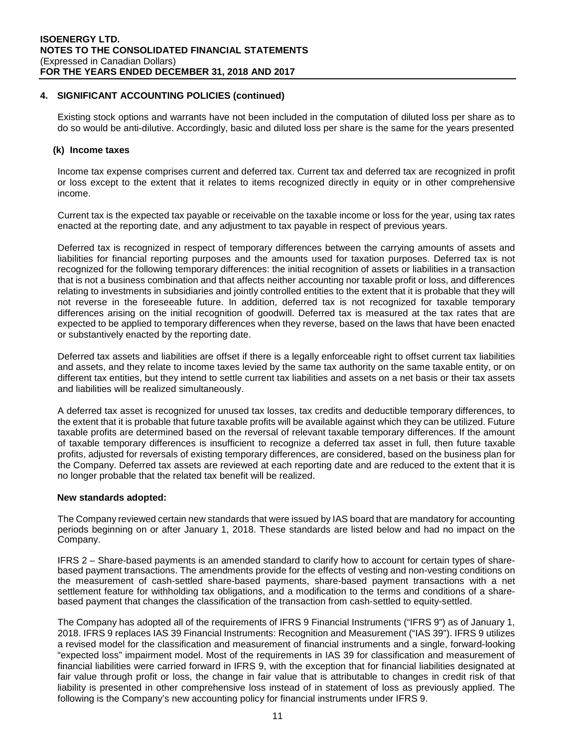## 4. SIGNIFICANT ACCOUNTING POLICIES (continued)

Existing stock options and warrants have not been included in the computation of diluted loss per share as to do so would be anti-dilutive. Accordingly, basic and diluted loss per share is the same for the years presented

### (k) Income taxes

Income tax expense comprises current and deferred tax. Current tax and deferred tax are recognized in profit or loss except to the extent that it relates to items recognized directly in equity or in other comprehensive income.

Current tax is the expected tax payable or receivable on the taxable income or loss for the year, using tax rates enacted at the reporting date, and any adjustment to tax payable in respect of previous years.

Deferred tax is recognized in respect of temporary differences between the carrying amounts of assets and liabilities for financial reporting purposes and the amounts used for taxation purposes. Deferred tax is not recognized for the following temporary differences: the initial recognition of assets or liabilities in a transaction that is not a business combination and that affects neither accounting nor taxable profit or loss, and differences relating to investments in subsidiaries and jointly controlled entities to the extent that it is probable that they will not reverse in the foreseeable future. In addition, deferred tax is not recognized for taxable temporary differences arising on the initial recognition of goodwill. Deferred tax is measured at the tax rates that are expected to be applied to temporary differences when they reverse, based on the laws that have been enacted or substantively enacted by the reporting date.

Deferred tax assets and liabilities are offset if there is a legally enforceable right to offset current tax liabilities and assets, and they relate to income taxes levied by the same tax authority on the same taxable entity, or on different tax entities, but they intend to settle current tax liabilities and assets on a net basis or their tax assets and liabilities will be realized simultaneously.

A deferred tax asset is recognized for unused tax losses, tax credits and deductible temporary differences, to the extent that it is probable that future taxable profits will be available against which they can be utilized. Future taxable profits are determined based on the reversal of relevant taxable temporary differences. If the amount of taxable temporary differences is insufficient to recognize a deferred tax asset in full, then future taxable profits, adjusted for reversals of existing temporary differences, are considered, based on the business plan for the Company. Deferred tax assets are reviewed at each reporting date and are reduced to the extent that it is no longer probable that the related tax benefit will be realized.

### New standards adopted:

The Company reviewed certain new standards that were issued by IAS board that are mandatory for accounting periods beginning on or after January 1, 2018. These standards are listed below and had no impact on the Company.

IFRS 2 – Share-based payments is an amended standard to clarify how to account for certain types of share-based payment transactions. The amendments provide for the effects of vesting and non-vesting conditions on the measurement of cash-settled share-based payments, share-based payment transactions with a net settlement feature for withholding tax obligations, and a modification to the terms and conditions of a share-based payment that changes the classification of the transaction from cash-settled to equity-settled.

The Company has adopted all of the requirements of IFRS 9 Financial Instruments ("IFRS 9") as of January 1, 2018. IFRS 9 replaces IAS 39 Financial Instruments: Recognition and Measurement ("IAS 39"). IFRS 9 utilizes a revised model for the classification and measurement of financial instruments and a single, forward-looking "expected loss" impairment model. Most of the requirements in IAS 39 for classification and measurement of financial liabilities were carried forward in IFRS 9, with the exception that for financial liabilities designated at fair value through profit or loss, the change in fair value that is attributable to changes in credit risk of that liability is presented in other comprehensive loss instead of in statement of loss as previously applied. The following is the Company's new accounting policy for financial instruments under IFRS 9.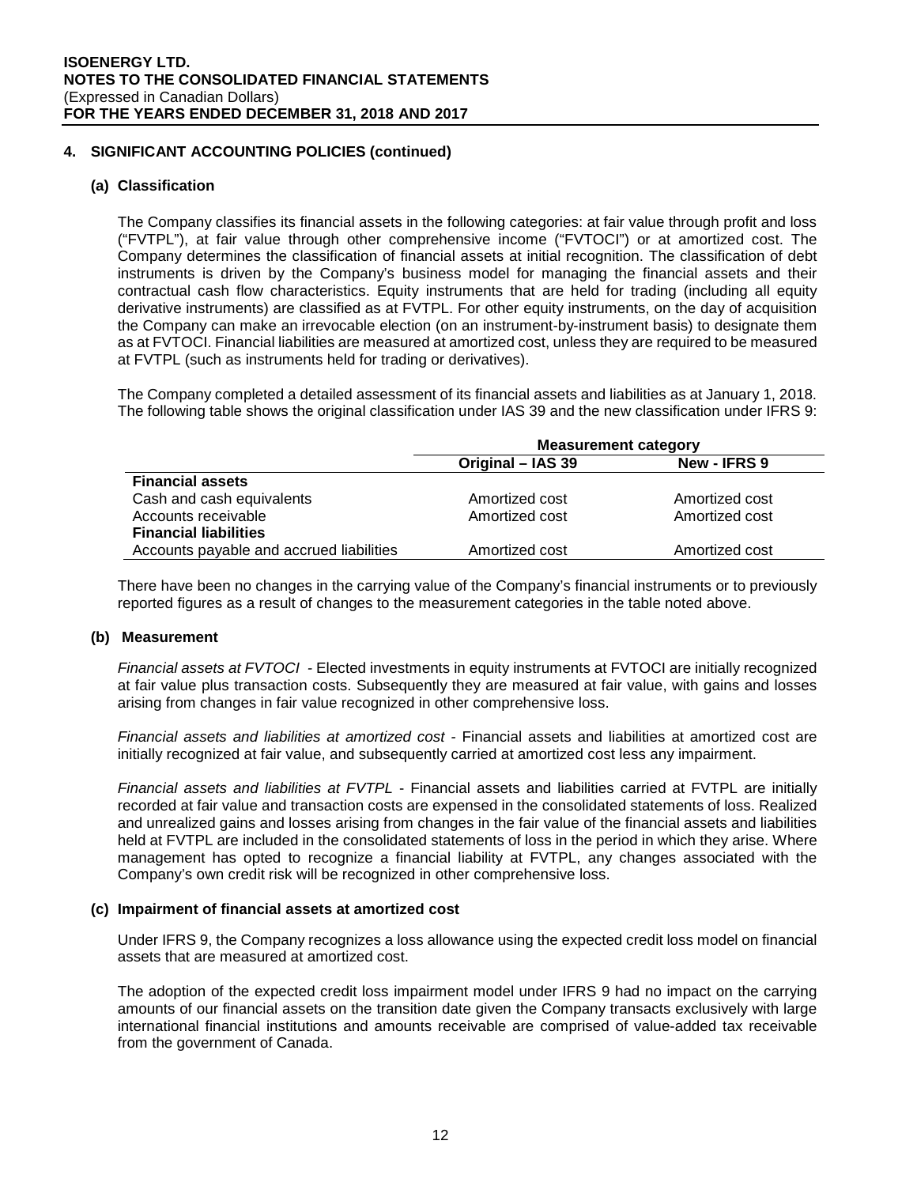## 4. SIGNIFICANT ACCOUNTING POLICIES (continued)

### (a) Classification

The Company classifies its financial assets in the following categories: at fair value through profit and loss ("FVTPL"), at fair value through other comprehensive income ("FVTOCI") or at amortized cost. The Company determines the classification of financial assets at initial recognition. The classification of debt instruments is driven by the Company's business model for managing the financial assets and their contractual cash flow characteristics. Equity instruments that are held for trading (including all equity derivative instruments) are classified as at FVTPL. For other equity instruments, on the day of acquisition the Company can make an irrevocable election (on an instrument-by-instrument basis) to designate them as at FVTOCI. Financial liabilities are measured at amortized cost, unless they are required to be measured at FVTPL (such as instruments held for trading or derivatives).

The Company completed a detailed assessment of its financial assets and liabilities as at January 1, 2018. The following table shows the original classification under IAS 39 and the new classification under IFRS 9:

| | Measurement category | |
|---|---|---|
| | **Original – IAS 39** | **New - IFRS 9** |
| **Financial assets** | | |
| Cash and cash equivalents | Amortized cost | Amortized cost |
| Accounts receivable | Amortized cost | Amortized cost |
| **Financial liabilities** | | |
| Accounts payable and accrued liabilities | Amortized cost | Amortized cost |

There have been no changes in the carrying value of the Company's financial instruments or to previously reported figures as a result of changes to the measurement categories in the table noted above.

### (b) Measurement

*Financial assets at FVTOCI* - Elected investments in equity instruments at FVTOCI are initially recognized at fair value plus transaction costs. Subsequently they are measured at fair value, with gains and losses arising from changes in fair value recognized in other comprehensive loss.

*Financial assets and liabilities at amortized cost* - Financial assets and liabilities at amortized cost are initially recognized at fair value, and subsequently carried at amortized cost less any impairment.

*Financial assets and liabilities at FVTPL* - Financial assets and liabilities carried at FVTPL are initially recorded at fair value and transaction costs are expensed in the consolidated statements of loss. Realized and unrealized gains and losses arising from changes in the fair value of the financial assets and liabilities held at FVTPL are included in the consolidated statements of loss in the period in which they arise. Where management has opted to recognize a financial liability at FVTPL, any changes associated with the Company's own credit risk will be recognized in other comprehensive loss.

### (c) Impairment of financial assets at amortized cost

Under IFRS 9, the Company recognizes a loss allowance using the expected credit loss model on financial assets that are measured at amortized cost.

The adoption of the expected credit loss impairment model under IFRS 9 had no impact on the carrying amounts of our financial assets on the transition date given the Company transacts exclusively with large international financial institutions and amounts receivable are comprised of value-added tax receivable from the government of Canada.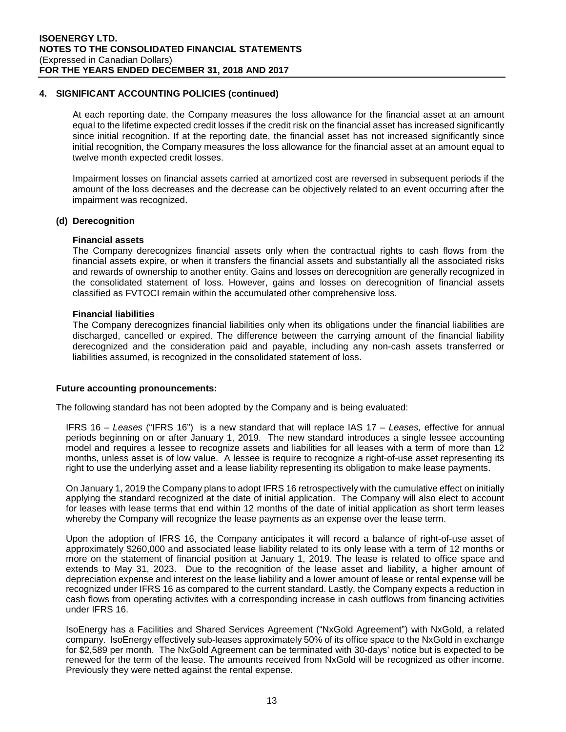## 4. SIGNIFICANT ACCOUNTING POLICIES (continued)

At each reporting date, the Company measures the loss allowance for the financial asset at an amount equal to the lifetime expected credit losses if the credit risk on the financial asset has increased significantly since initial recognition. If at the reporting date, the financial asset has not increased significantly since initial recognition, the Company measures the loss allowance for the financial asset at an amount equal to twelve month expected credit losses.

Impairment losses on financial assets carried at amortized cost are reversed in subsequent periods if the amount of the loss decreases and the decrease can be objectively related to an event occurring after the impairment was recognized.

### (d) Derecognition

**Financial assets**

The Company derecognizes financial assets only when the contractual rights to cash flows from the financial assets expire, or when it transfers the financial assets and substantially all the associated risks and rewards of ownership to another entity. Gains and losses on derecognition are generally recognized in the consolidated statement of loss. However, gains and losses on derecognition of financial assets classified as FVTOCI remain within the accumulated other comprehensive loss.

**Financial liabilities**

The Company derecognizes financial liabilities only when its obligations under the financial liabilities are discharged, cancelled or expired. The difference between the carrying amount of the financial liability derecognized and the consideration paid and payable, including any non-cash assets transferred or liabilities assumed, is recognized in the consolidated statement of loss.

### Future accounting pronouncements:

The following standard has not been adopted by the Company and is being evaluated:

IFRS 16 – *Leases* ("IFRS 16") is a new standard that will replace IAS 17 – *Leases,* effective for annual periods beginning on or after January 1, 2019. The new standard introduces a single lessee accounting model and requires a lessee to recognize assets and liabilities for all leases with a term of more than 12 months, unless asset is of low value. A lessee is require to recognize a right-of-use asset representing its right to use the underlying asset and a lease liability representing its obligation to make lease payments.

On January 1, 2019 the Company plans to adopt IFRS 16 retrospectively with the cumulative effect on initially applying the standard recognized at the date of initial application. The Company will also elect to account for leases with lease terms that end within 12 months of the date of initial application as short term leases whereby the Company will recognize the lease payments as an expense over the lease term.

Upon the adoption of IFRS 16, the Company anticipates it will record a balance of right-of-use asset of approximately $260,000 and associated lease liability related to its only lease with a term of 12 months or more on the statement of financial position at January 1, 2019. The lease is related to office space and extends to May 31, 2023. Due to the recognition of the lease asset and liability, a higher amount of depreciation expense and interest on the lease liability and a lower amount of lease or rental expense will be recognized under IFRS 16 as compared to the current standard. Lastly, the Company expects a reduction in cash flows from operating activites with a corresponding increase in cash outflows from financing activities under IFRS 16.

IsoEnergy has a Facilities and Shared Services Agreement ("NxGold Agreement") with NxGold, a related company. IsoEnergy effectively sub-leases approximately 50% of its office space to the NxGold in exchange for $2,589 per month. The NxGold Agreement can be terminated with 30-days' notice but is expected to be renewed for the term of the lease. The amounts received from NxGold will be recognized as other income. Previously they were netted against the rental expense.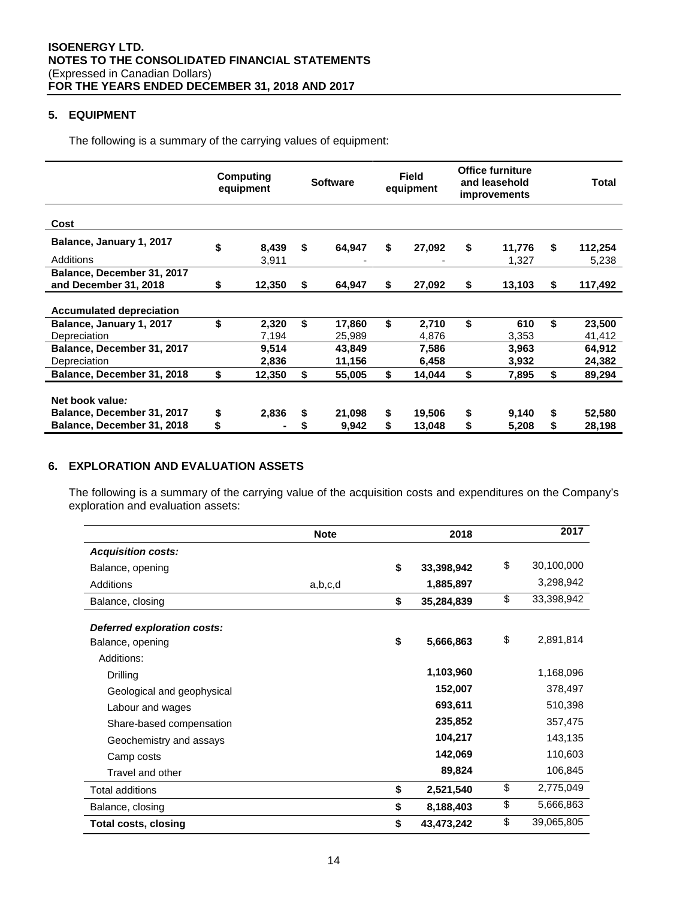**ISOENERGY LTD.**
**NOTES TO THE CONSOLIDATED FINANCIAL STATEMENTS**
(Expressed in Canadian Dollars)
**FOR THE YEARS ENDED DECEMBER 31, 2018 AND 2017**

## 5. EQUIPMENT

The following is a summary of the carrying values of equipment:

| | Computing equipment | Software | Field equipment | Office furniture and leasehold improvements | Total |
|---|---|---|---|---|---|
| **Cost** | | | | | |
| **Balance, January 1, 2017** | **$ 8,439** | **$ 64,947** | **$ 27,092** | **$ 11,776** | **$ 112,254** |
| Additions | 3,911 | - | - | 1,327 | 5,238 |
| **Balance, December 31, 2017 and December 31, 2018** | **$ 12,350** | **$ 64,947** | **$ 27,092** | **$ 13,103** | **$ 117,492** |
| **Accumulated depreciation** | | | | | |
| **Balance, January 1, 2017** | **$ 2,320** | **$ 17,860** | **$ 2,710** | **$ 610** | **$ 23,500** |
| Depreciation | 7,194 | 25,989 | 4,876 | 3,353 | 41,412 |
| **Balance, December 31, 2017** | **9,514** | **43,849** | **7,586** | **3,963** | **64,912** |
| Depreciation | **2,836** | **11,156** | **6,458** | **3,932** | **24,382** |
| **Balance, December 31, 2018** | **$ 12,350** | **$ 55,005** | **$ 14,044** | **$ 7,895** | **$ 89,294** |
| **Net book value:** | | | | | |
| **Balance, December 31, 2017** | **$ 2,836** | **$ 21,098** | **$ 19,506** | **$ 9,140** | **$ 52,580** |
| **Balance, December 31, 2018** | **$ -** | **$ 9,942** | **$ 13,048** | **$ 5,208** | **$ 28,198** |

## 6. EXPLORATION AND EVALUATION ASSETS

The following is a summary of the carrying value of the acquisition costs and expenditures on the Company's exploration and evaluation assets:

| | Note | 2018 | 2017 |
|---|---|---|---|
| ***Acquisition costs:*** | | | |
| Balance, opening | | **$ 33,398,942** | $ 30,100,000 |
| Additions | a,b,c,d | **1,885,897** | 3,298,942 |
| Balance, closing | | **$ 35,284,839** | $ 33,398,942 |
| ***Deferred exploration costs:*** | | | |
| Balance, opening | | **$ 5,666,863** | $ 2,891,814 |
| Additions: | | | |
| Drilling | | **1,103,960** | 1,168,096 |
| Geological and geophysical | | **152,007** | 378,497 |
| Labour and wages | | **693,611** | 510,398 |
| Share-based compensation | | **235,852** | 357,475 |
| Geochemistry and assays | | **104,217** | 143,135 |
| Camp costs | | **142,069** | 110,603 |
| Travel and other | | **89,824** | 106,845 |
| Total additions | | **$ 2,521,540** | $ 2,775,049 |
| Balance, closing | | **$ 8,188,403** | $ 5,666,863 |
| **Total costs, closing** | | **$ 43,473,242** | $ 39,065,805 |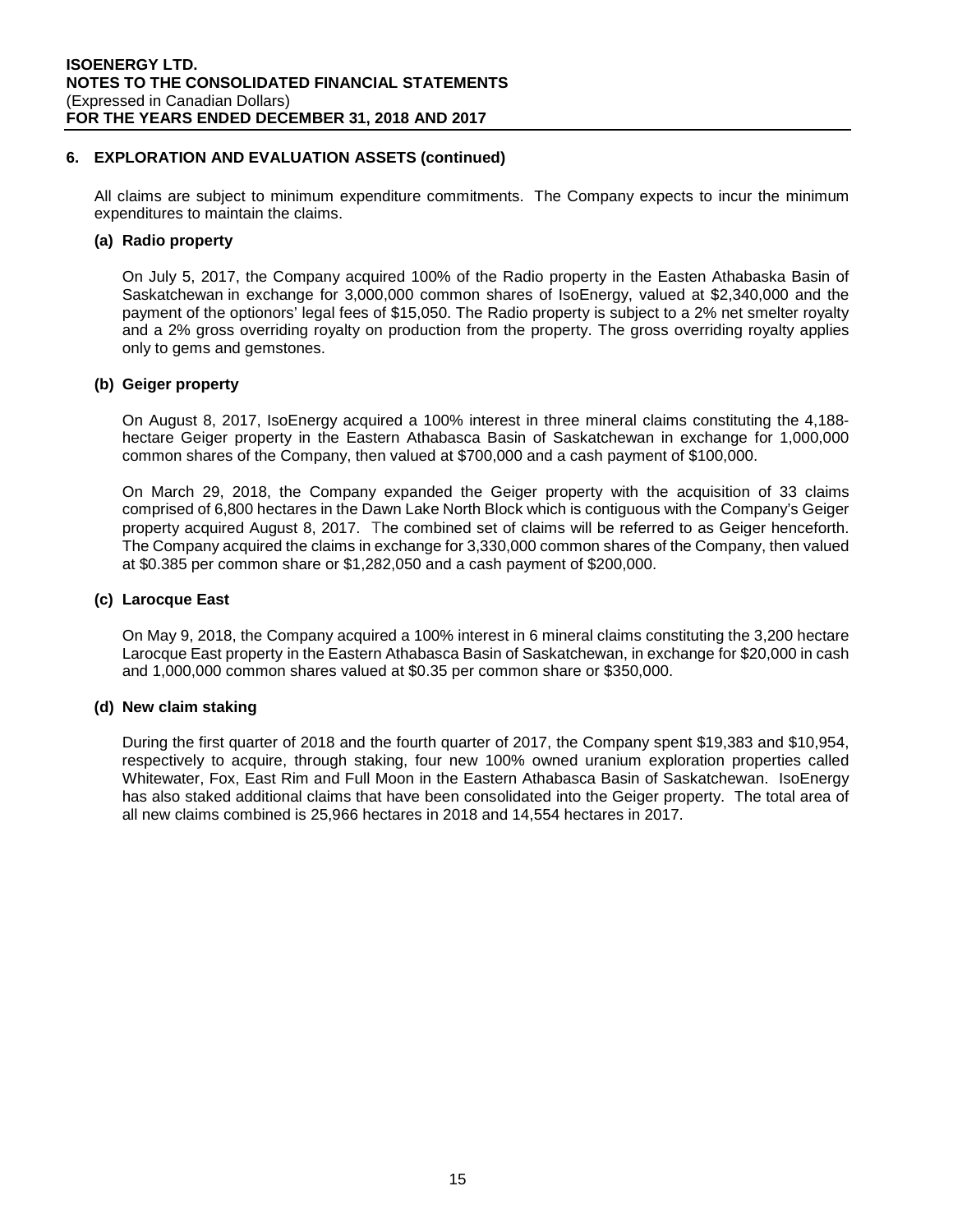## 6. EXPLORATION AND EVALUATION ASSETS (continued)

All claims are subject to minimum expenditure commitments. The Company expects to incur the minimum expenditures to maintain the claims.

### (a) Radio property

On July 5, 2017, the Company acquired 100% of the Radio property in the Easten Athabaska Basin of Saskatchewan in exchange for 3,000,000 common shares of IsoEnergy, valued at $2,340,000 and the payment of the optionors' legal fees of $15,050. The Radio property is subject to a 2% net smelter royalty and a 2% gross overriding royalty on production from the property. The gross overriding royalty applies only to gems and gemstones.

### (b) Geiger property

On August 8, 2017, IsoEnergy acquired a 100% interest in three mineral claims constituting the 4,188-hectare Geiger property in the Eastern Athabasca Basin of Saskatchewan in exchange for 1,000,000 common shares of the Company, then valued at $700,000 and a cash payment of $100,000.

On March 29, 2018, the Company expanded the Geiger property with the acquisition of 33 claims comprised of 6,800 hectares in the Dawn Lake North Block which is contiguous with the Company's Geiger property acquired August 8, 2017. The combined set of claims will be referred to as Geiger henceforth. The Company acquired the claims in exchange for 3,330,000 common shares of the Company, then valued at $0.385 per common share or $1,282,050 and a cash payment of $200,000.

### (c) Larocque East

On May 9, 2018, the Company acquired a 100% interest in 6 mineral claims constituting the 3,200 hectare Larocque East property in the Eastern Athabasca Basin of Saskatchewan, in exchange for $20,000 in cash and 1,000,000 common shares valued at $0.35 per common share or $350,000.

### (d) New claim staking

During the first quarter of 2018 and the fourth quarter of 2017, the Company spent $19,383 and $10,954, respectively to acquire, through staking, four new 100% owned uranium exploration properties called Whitewater, Fox, East Rim and Full Moon in the Eastern Athabasca Basin of Saskatchewan. IsoEnergy has also staked additional claims that have been consolidated into the Geiger property. The total area of all new claims combined is 25,966 hectares in 2018 and 14,554 hectares in 2017.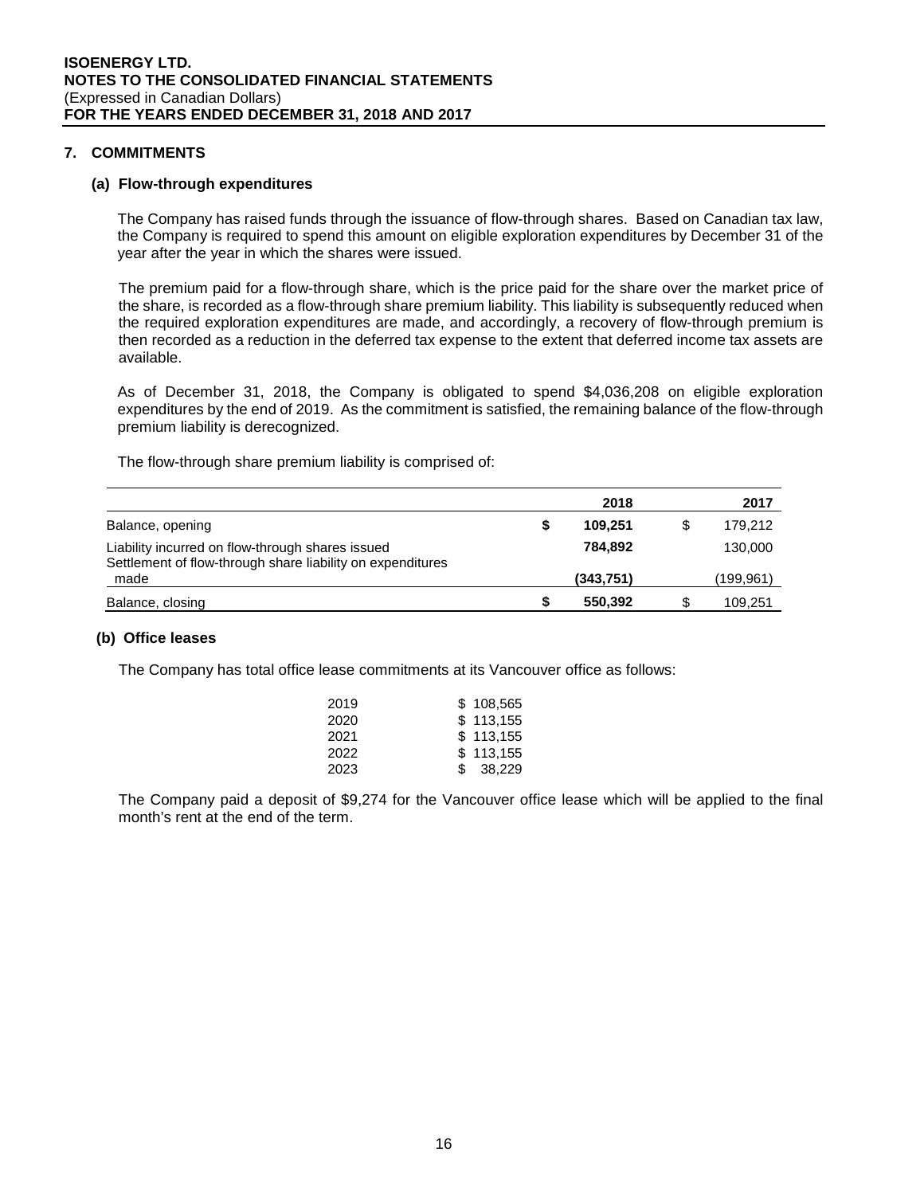## 7. COMMITMENTS

### (a) Flow-through expenditures

The Company has raised funds through the issuance of flow-through shares. Based on Canadian tax law, the Company is required to spend this amount on eligible exploration expenditures by December 31 of the year after the year in which the shares were issued.

The premium paid for a flow-through share, which is the price paid for the share over the market price of the share, is recorded as a flow-through share premium liability. This liability is subsequently reduced when the required exploration expenditures are made, and accordingly, a recovery of flow-through premium is then recorded as a reduction in the deferred tax expense to the extent that deferred income tax assets are available.

As of December 31, 2018, the Company is obligated to spend $4,036,208 on eligible exploration expenditures by the end of 2019. As the commitment is satisfied, the remaining balance of the flow-through premium liability is derecognized.

The flow-through share premium liability is comprised of:

| | **2018** | 2017 |
|---|---|---|
| Balance, opening | **$ 109,251** | $ 179,212 |
| Liability incurred on flow-through shares issued | **784,892** | 130,000 |
| Settlement of flow-through share liability on expenditures made | **(343,751)** | (199,961) |
| Balance, closing | **$ 550,392** | $ 109,251 |

### (b) Office leases

The Company has total office lease commitments at its Vancouver office as follows:

| | |
|---|---|
| 2019 | $ 108,565 |
| 2020 | $ 113,155 |
| 2021 | $ 113,155 |
| 2022 | $ 113,155 |
| 2023 | $ 38,229 |

The Company paid a deposit of $9,274 for the Vancouver office lease which will be applied to the final month's rent at the end of the term.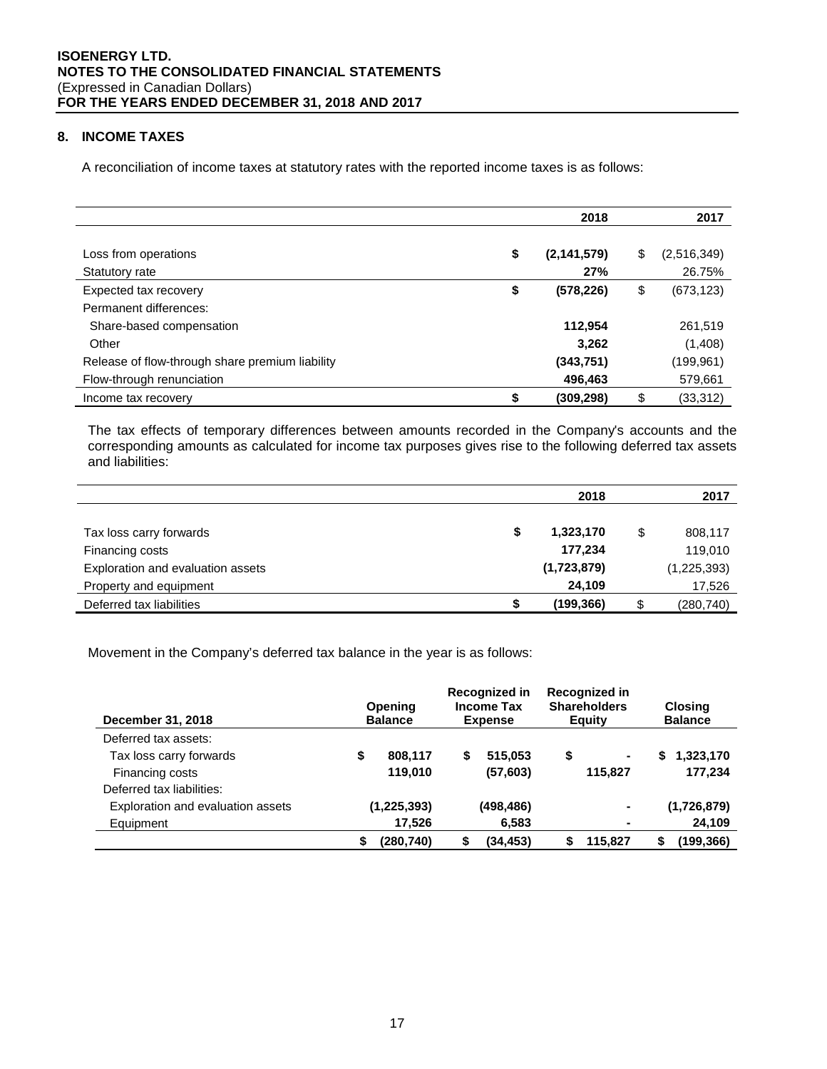## 8. INCOME TAXES

A reconciliation of income taxes at statutory rates with the reported income taxes is as follows:

| | 2018 | 2017 |
|---|---|---|
| Loss from operations | **$ (2,141,579)** | $ (2,516,349) |
| Statutory rate | **27%** | 26.75% |
| Expected tax recovery | **$ (578,226)** | $ (673,123) |
| Permanent differences: | | |
| Share-based compensation | **112,954** | 261,519 |
| Other | **3,262** | (1,408) |
| Release of flow-through share premium liability | **(343,751)** | (199,961) |
| Flow-through renunciation | **496,463** | 579,661 |
| Income tax recovery | **$ (309,298)** | $ (33,312) |

The tax effects of temporary differences between amounts recorded in the Company's accounts and the corresponding amounts as calculated for income tax purposes gives rise to the following deferred tax assets and liabilities:

| | 2018 | 2017 |
|---|---|---|
| Tax loss carry forwards | **$ 1,323,170** | $ 808,117 |
| Financing costs | **177,234** | 119,010 |
| Exploration and evaluation assets | **(1,723,879)** | (1,225,393) |
| Property and equipment | **24,109** | 17,526 |
| Deferred tax liabilities | **$ (199,366)** | $ (280,740) |

Movement in the Company's deferred tax balance in the year is as follows:

| **December 31, 2018** | **Opening Balance** | **Recognized in Income Tax Expense** | **Recognized in Shareholders Equity** | **Closing Balance** |
|---|---|---|---|---|
| Deferred tax assets: | | | | |
| Tax loss carry forwards | **$ 808,117** | **$ 515,053** | **$ -** | **$ 1,323,170** |
| Financing costs | **119,010** | **(57,603)** | **115,827** | **177,234** |
| Deferred tax liabilities: | | | | |
| Exploration and evaluation assets | **(1,225,393)** | **(498,486)** | **-** | **(1,726,879)** |
| Equipment | **17,526** | **6,583** | **-** | **24,109** |
| | **$ (280,740)** | **$ (34,453)** | **$ 115,827** | **$ (199,366)** |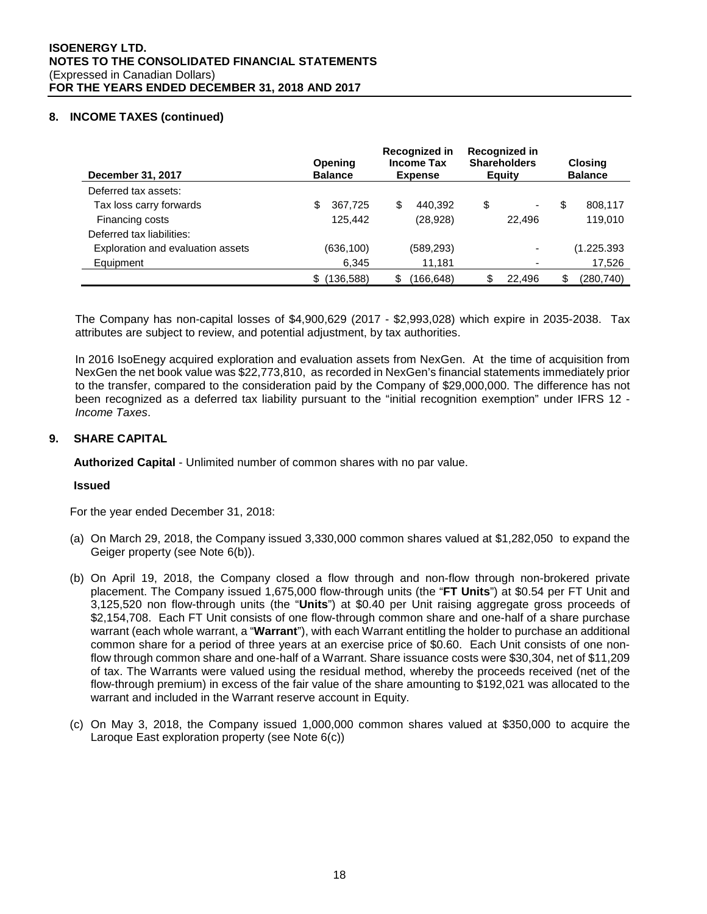## 8. INCOME TAXES (continued)

| December 31, 2017 | Opening Balance | Recognized in Income Tax Expense | Recognized in Shareholders Equity | Closing Balance |
|---|---|---|---|---|
| Deferred tax assets: | | | | |
| Tax loss carry forwards | $ 367,725 | $ 440,392 | $ - | $ 808,117 |
| Financing costs | 125,442 | (28,928) | 22,496 | 119,010 |
| Deferred tax liabilities: | | | | |
| Exploration and evaluation assets | (636,100) | (589,293) | - | (1.225.393 |
| Equipment | 6,345 | 11,181 | - | 17,526 |
| | $ (136,588) | $ (166,648) | $ 22,496 | $ (280,740) |

The Company has non-capital losses of $4,900,629 (2017 - $2,993,028) which expire in 2035-2038. Tax attributes are subject to review, and potential adjustment, by tax authorities.

In 2016 IsoEnegy acquired exploration and evaluation assets from NexGen. At the time of acquisition from NexGen the net book value was $22,773,810, as recorded in NexGen's financial statements immediately prior to the transfer, compared to the consideration paid by the Company of $29,000,000. The difference has not been recognized as a deferred tax liability pursuant to the "initial recognition exemption" under IFRS 12 - *Income Taxes*.

## 9. SHARE CAPITAL

**Authorized Capital** - Unlimited number of common shares with no par value.

**Issued**

For the year ended December 31, 2018:

(a) On March 29, 2018, the Company issued 3,330,000 common shares valued at $1,282,050 to expand the Geiger property (see Note 6(b)).

(b) On April 19, 2018, the Company closed a flow through and non-flow through non-brokered private placement. The Company issued 1,675,000 flow-through units (the "**FT Units**") at $0.54 per FT Unit and 3,125,520 non flow-through units (the "**Units**") at $0.40 per Unit raising aggregate gross proceeds of $2,154,708. Each FT Unit consists of one flow-through common share and one-half of a share purchase warrant (each whole warrant, a "**Warrant**"), with each Warrant entitling the holder to purchase an additional common share for a period of three years at an exercise price of $0.60. Each Unit consists of one non-flow through common share and one-half of a Warrant. Share issuance costs were $30,304, net of $11,209 of tax. The Warrants were valued using the residual method, whereby the proceeds received (net of the flow-through premium) in excess of the fair value of the share amounting to $192,021 was allocated to the warrant and included in the Warrant reserve account in Equity.

(c) On May 3, 2018, the Company issued 1,000,000 common shares valued at $350,000 to acquire the Laroque East exploration property (see Note 6(c))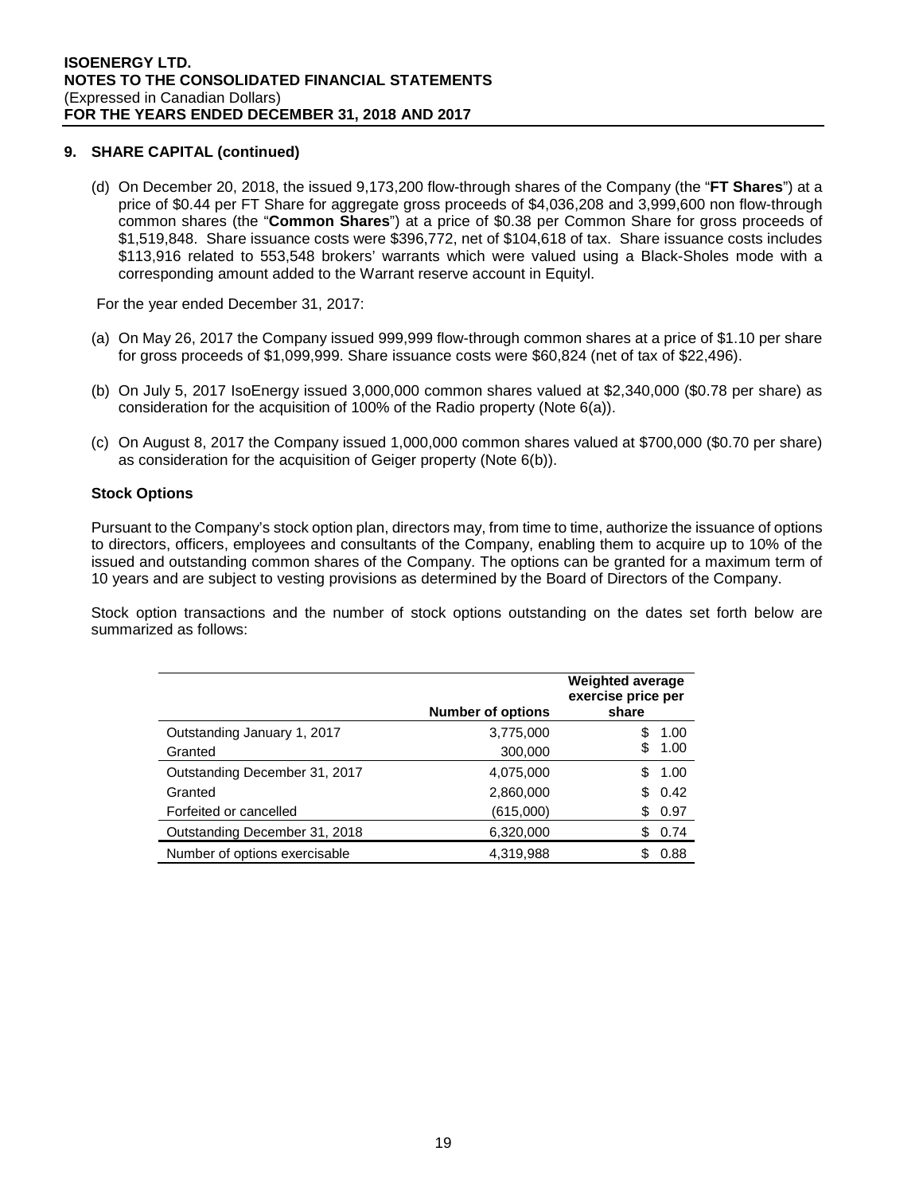## 9. SHARE CAPITAL (continued)

(d) On December 20, 2018, the issued 9,173,200 flow-through shares of the Company (the "**FT Shares**") at a price of $0.44 per FT Share for aggregate gross proceeds of $4,036,208 and 3,999,600 non flow-through common shares (the "**Common Shares**") at a price of $0.38 per Common Share for gross proceeds of $1,519,848. Share issuance costs were $396,772, net of $104,618 of tax. Share issuance costs includes $113,916 related to 553,548 brokers' warrants which were valued using a Black-Sholes mode with a corresponding amount added to the Warrant reserve account in Equityl.

For the year ended December 31, 2017:

(a) On May 26, 2017 the Company issued 999,999 flow-through common shares at a price of $1.10 per share for gross proceeds of $1,099,999. Share issuance costs were $60,824 (net of tax of $22,496).

(b) On July 5, 2017 IsoEnergy issued 3,000,000 common shares valued at $2,340,000 ($0.78 per share) as consideration for the acquisition of 100% of the Radio property (Note 6(a)).

(c) On August 8, 2017 the Company issued 1,000,000 common shares valued at $700,000 ($0.70 per share) as consideration for the acquisition of Geiger property (Note 6(b)).

### Stock Options

Pursuant to the Company's stock option plan, directors may, from time to time, authorize the issuance of options to directors, officers, employees and consultants of the Company, enabling them to acquire up to 10% of the issued and outstanding common shares of the Company. The options can be granted for a maximum term of 10 years and are subject to vesting provisions as determined by the Board of Directors of the Company.

Stock option transactions and the number of stock options outstanding on the dates set forth below are summarized as follows:

| | Number of options | Weighted average exercise price per share |
|---|---|---|
| Outstanding January 1, 2017 | 3,775,000 | $ 1.00 |
| Granted | 300,000 | $ 1.00 |
| Outstanding December 31, 2017 | 4,075,000 | $ 1.00 |
| Granted | 2,860,000 | $ 0.42 |
| Forfeited or cancelled | (615,000) | $ 0.97 |
| Outstanding December 31, 2018 | 6,320,000 | $ 0.74 |
| Number of options exercisable | 4,319,988 | $ 0.88 |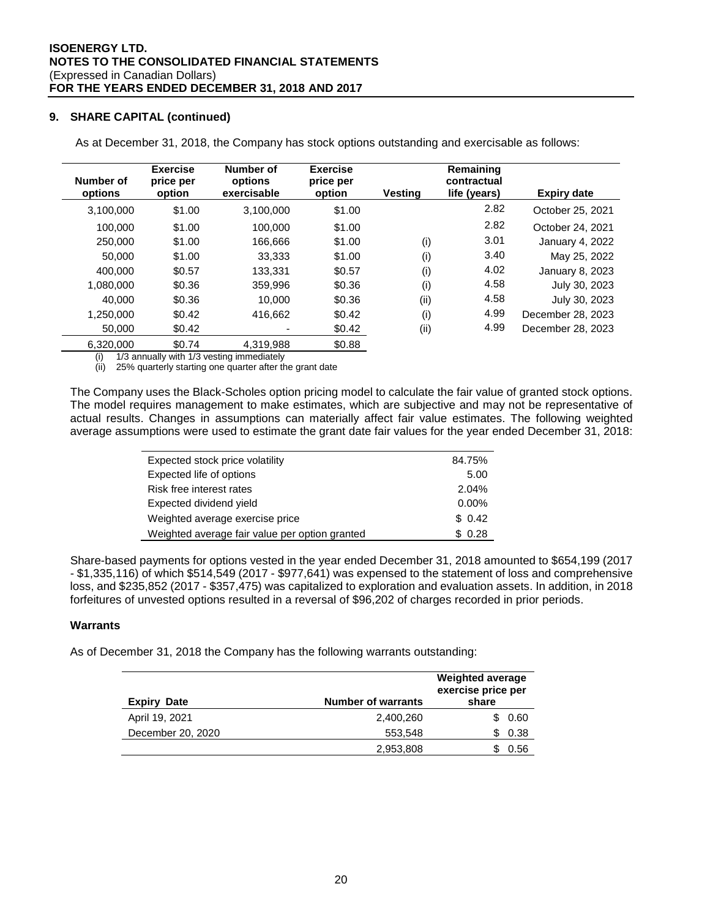## 9. SHARE CAPITAL (continued)

As at December 31, 2018, the Company has stock options outstanding and exercisable as follows:

| Number of options | Exercise price per option | Number of options exercisable | Exercise price per option | Vesting | Remaining contractual life (years) | Expiry date |
|---|---|---|---|---|---|---|
| 3,100,000 | $1.00 | 3,100,000 | $1.00 | | 2.82 | October 25, 2021 |
| 100,000 | $1.00 | 100,000 | $1.00 | | 2.82 | October 24, 2021 |
| 250,000 | $1.00 | 166,666 | $1.00 | (i) | 3.01 | January 4, 2022 |
| 50,000 | $1.00 | 33,333 | $1.00 | (i) | 3.40 | May 25, 2022 |
| 400,000 | $0.57 | 133,331 | $0.57 | (i) | 4.02 | January 8, 2023 |
| 1,080,000 | $0.36 | 359,996 | $0.36 | (i) | 4.58 | July 30, 2023 |
| 40,000 | $0.36 | 10,000 | $0.36 | (ii) | 4.58 | July 30, 2023 |
| 1,250,000 | $0.42 | 416,662 | $0.42 | (i) | 4.99 | December 28, 2023 |
| 50,000 | $0.42 | - | $0.42 | (ii) | 4.99 | December 28, 2023 |
| 6,320,000 | $0.74 | 4,319,988 | $0.88 | | | |

(i) 1/3 annually with 1/3 vesting immediately
(ii) 25% quarterly starting one quarter after the grant date

The Company uses the Black-Scholes option pricing model to calculate the fair value of granted stock options. The model requires management to make estimates, which are subjective and may not be representative of actual results. Changes in assumptions can materially affect fair value estimates. The following weighted average assumptions were used to estimate the grant date fair values for the year ended December 31, 2018:

| | |
|---|---|
| Expected stock price volatility | 84.75% |
| Expected life of options | 5.00 |
| Risk free interest rates | 2.04% |
| Expected dividend yield | 0.00% |
| Weighted average exercise price | $ 0.42 |
| Weighted average fair value per option granted | $ 0.28 |

Share-based payments for options vested in the year ended December 31, 2018 amounted to $654,199 (2017 - $1,335,116) of which $514,549 (2017 - $977,641) was expensed to the statement of loss and comprehensive loss, and $235,852 (2017 - $357,475) was capitalized to exploration and evaluation assets. In addition, in 2018 forfeitures of unvested options resulted in a reversal of $96,202 of charges recorded in prior periods.

### Warrants

As of December 31, 2018 the Company has the following warrants outstanding:

| Expiry Date | Number of warrants | Weighted average exercise price per share |
|---|---|---|
| April 19, 2021 | 2,400,260 | $ 0.60 |
| December 20, 2020 | 553,548 | $ 0.38 |
| | 2,953,808 | $ 0.56 |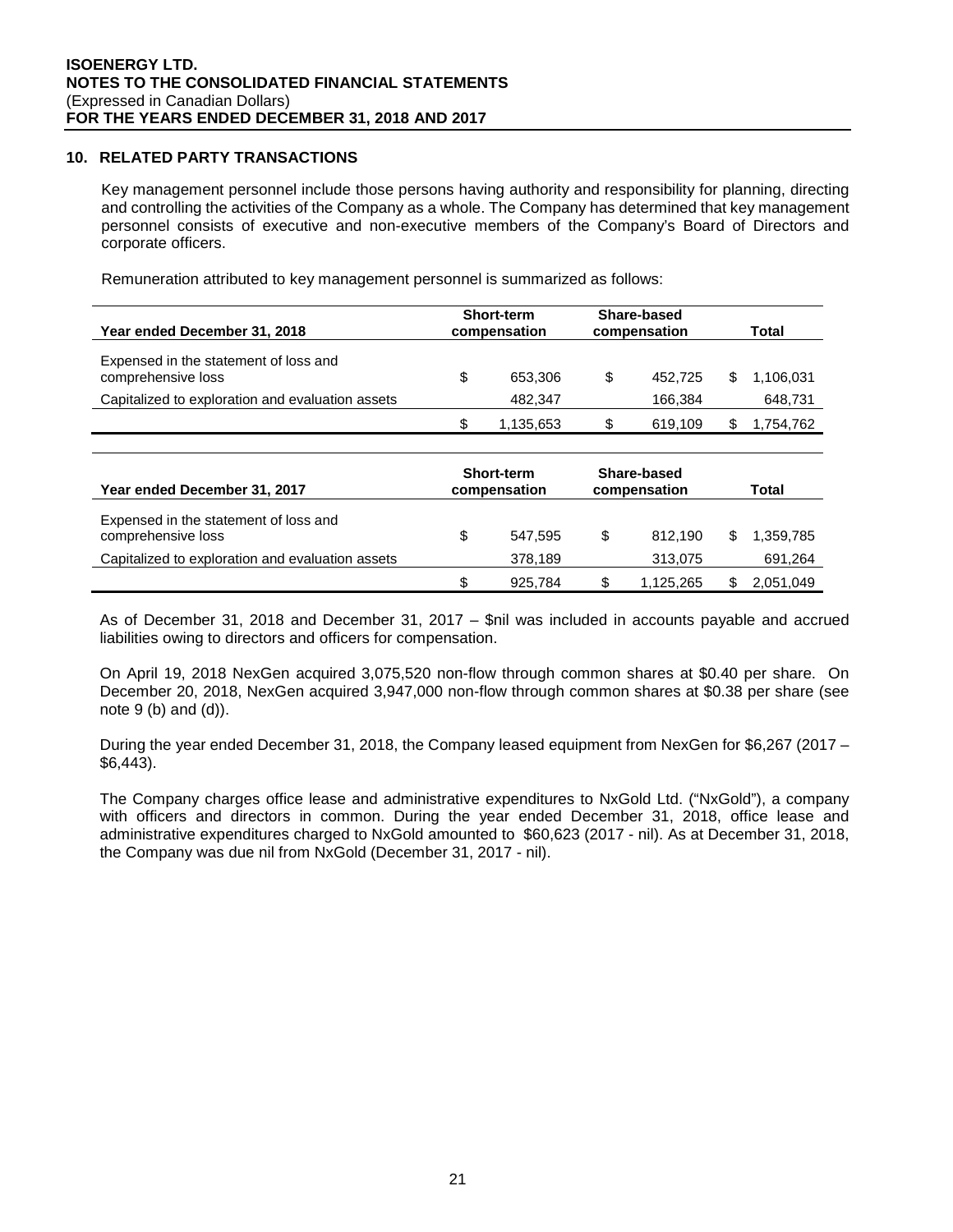## 10. RELATED PARTY TRANSACTIONS

Key management personnel include those persons having authority and responsibility for planning, directing and controlling the activities of the Company as a whole. The Company has determined that key management personnel consists of executive and non-executive members of the Company's Board of Directors and corporate officers.

Remuneration attributed to key management personnel is summarized as follows:

| Year ended December 31, 2018 | Short-term compensation | Share-based compensation | Total |
|---|---|---|---|
| Expensed in the statement of loss and comprehensive loss | $ 653,306 | $ 452,725 | $ 1,106,031 |
| Capitalized to exploration and evaluation assets | 482,347 | 166,384 | 648,731 |
| | $ 1,135,653 | $ 619,109 | $ 1,754,762 |

| Year ended December 31, 2017 | Short-term compensation | Share-based compensation | Total |
|---|---|---|---|
| Expensed in the statement of loss and comprehensive loss | $ 547,595 | $ 812,190 | $ 1,359,785 |
| Capitalized to exploration and evaluation assets | 378,189 | 313,075 | 691,264 |
| | $ 925,784 | $ 1,125,265 | $ 2,051,049 |

As of December 31, 2018 and December 31, 2017 – $nil was included in accounts payable and accrued liabilities owing to directors and officers for compensation.

On April 19, 2018 NexGen acquired 3,075,520 non-flow through common shares at $0.40 per share. On December 20, 2018, NexGen acquired 3,947,000 non-flow through common shares at $0.38 per share (see note 9 (b) and (d)).

During the year ended December 31, 2018, the Company leased equipment from NexGen for $6,267 (2017 – $6,443).

The Company charges office lease and administrative expenditures to NxGold Ltd. ("NxGold"), a company with officers and directors in common. During the year ended December 31, 2018, office lease and administrative expenditures charged to NxGold amounted to $60,623 (2017 - nil). As at December 31, 2018, the Company was due nil from NxGold (December 31, 2017 - nil).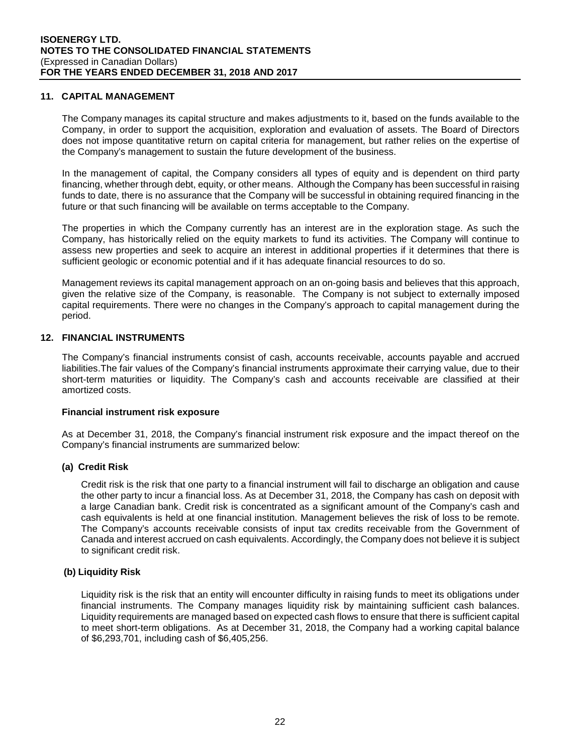## 11. CAPITAL MANAGEMENT

The Company manages its capital structure and makes adjustments to it, based on the funds available to the Company, in order to support the acquisition, exploration and evaluation of assets. The Board of Directors does not impose quantitative return on capital criteria for management, but rather relies on the expertise of the Company's management to sustain the future development of the business.

In the management of capital, the Company considers all types of equity and is dependent on third party financing, whether through debt, equity, or other means. Although the Company has been successful in raising funds to date, there is no assurance that the Company will be successful in obtaining required financing in the future or that such financing will be available on terms acceptable to the Company.

The properties in which the Company currently has an interest are in the exploration stage. As such the Company, has historically relied on the equity markets to fund its activities. The Company will continue to assess new properties and seek to acquire an interest in additional properties if it determines that there is sufficient geologic or economic potential and if it has adequate financial resources to do so.

Management reviews its capital management approach on an on-going basis and believes that this approach, given the relative size of the Company, is reasonable. The Company is not subject to externally imposed capital requirements. There were no changes in the Company's approach to capital management during the period.

## 12. FINANCIAL INSTRUMENTS

The Company's financial instruments consist of cash, accounts receivable, accounts payable and accrued liabilities.The fair values of the Company's financial instruments approximate their carrying value, due to their short-term maturities or liquidity. The Company's cash and accounts receivable are classified at their amortized costs.

### Financial instrument risk exposure

As at December 31, 2018, the Company's financial instrument risk exposure and the impact thereof on the Company's financial instruments are summarized below:

#### (a) Credit Risk

Credit risk is the risk that one party to a financial instrument will fail to discharge an obligation and cause the other party to incur a financial loss. As at December 31, 2018, the Company has cash on deposit with a large Canadian bank. Credit risk is concentrated as a significant amount of the Company's cash and cash equivalents is held at one financial institution. Management believes the risk of loss to be remote. The Company's accounts receivable consists of input tax credits receivable from the Government of Canada and interest accrued on cash equivalents. Accordingly, the Company does not believe it is subject to significant credit risk.

#### (b) Liquidity Risk

Liquidity risk is the risk that an entity will encounter difficulty in raising funds to meet its obligations under financial instruments. The Company manages liquidity risk by maintaining sufficient cash balances. Liquidity requirements are managed based on expected cash flows to ensure that there is sufficient capital to meet short-term obligations. As at December 31, 2018, the Company had a working capital balance of $6,293,701, including cash of $6,405,256.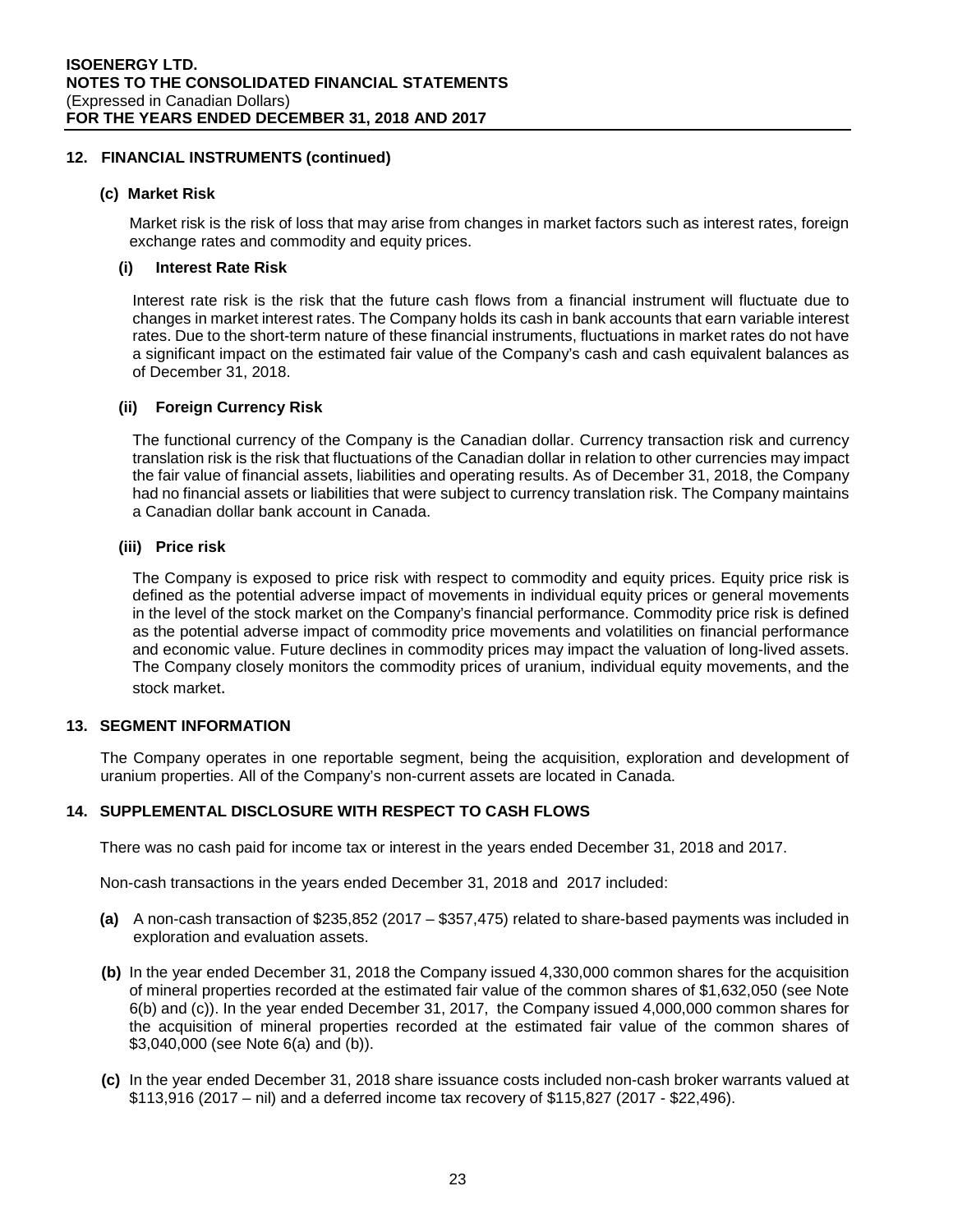## 12. FINANCIAL INSTRUMENTS (continued)

### (c) Market Risk

Market risk is the risk of loss that may arise from changes in market factors such as interest rates, foreign exchange rates and commodity and equity prices.

#### (i) Interest Rate Risk

Interest rate risk is the risk that the future cash flows from a financial instrument will fluctuate due to changes in market interest rates. The Company holds its cash in bank accounts that earn variable interest rates. Due to the short-term nature of these financial instruments, fluctuations in market rates do not have a significant impact on the estimated fair value of the Company's cash and cash equivalent balances as of December 31, 2018.

#### (ii) Foreign Currency Risk

The functional currency of the Company is the Canadian dollar. Currency transaction risk and currency translation risk is the risk that fluctuations of the Canadian dollar in relation to other currencies may impact the fair value of financial assets, liabilities and operating results. As of December 31, 2018, the Company had no financial assets or liabilities that were subject to currency translation risk. The Company maintains a Canadian dollar bank account in Canada.

#### (iii) Price risk

The Company is exposed to price risk with respect to commodity and equity prices. Equity price risk is defined as the potential adverse impact of movements in individual equity prices or general movements in the level of the stock market on the Company's financial performance. Commodity price risk is defined as the potential adverse impact of commodity price movements and volatilities on financial performance and economic value. Future declines in commodity prices may impact the valuation of long-lived assets. The Company closely monitors the commodity prices of uranium, individual equity movements, and the stock market.

## 13. SEGMENT INFORMATION

The Company operates in one reportable segment, being the acquisition, exploration and development of uranium properties. All of the Company's non-current assets are located in Canada.

## 14. SUPPLEMENTAL DISCLOSURE WITH RESPECT TO CASH FLOWS

There was no cash paid for income tax or interest in the years ended December 31, 2018 and 2017.

Non-cash transactions in the years ended December 31, 2018 and 2017 included:

**(a)** A non-cash transaction of $235,852 (2017 – $357,475) related to share-based payments was included in exploration and evaluation assets.

**(b)** In the year ended December 31, 2018 the Company issued 4,330,000 common shares for the acquisition of mineral properties recorded at the estimated fair value of the common shares of $1,632,050 (see Note 6(b) and (c)). In the year ended December 31, 2017, the Company issued 4,000,000 common shares for the acquisition of mineral properties recorded at the estimated fair value of the common shares of $3,040,000 (see Note 6(a) and (b)).

**(c)** In the year ended December 31, 2018 share issuance costs included non-cash broker warrants valued at $113,916 (2017 – nil) and a deferred income tax recovery of $115,827 (2017 - $22,496).